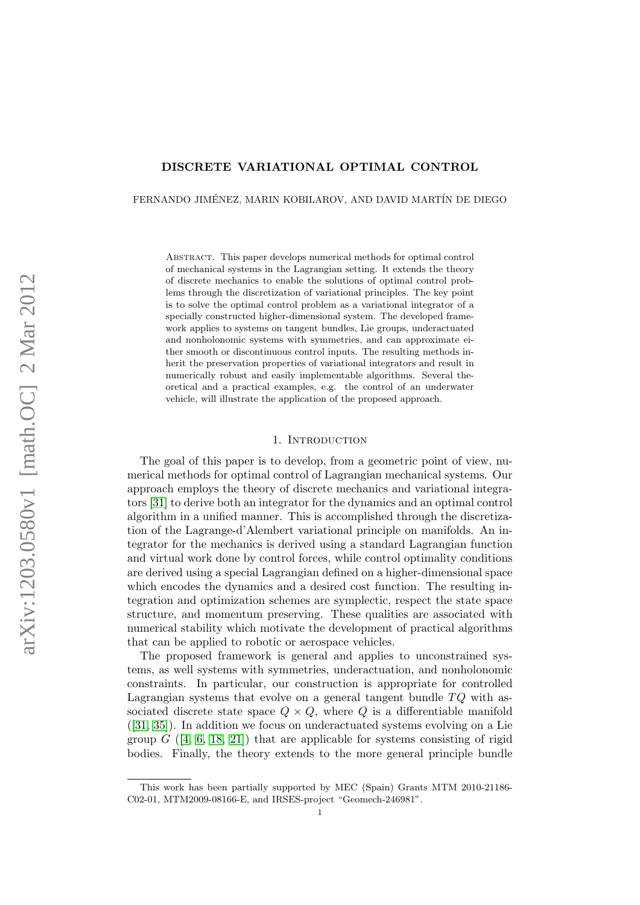# DISCRETE VARIATIONAL OPTIMAL CONTROL

FERNANDO JIMÉNEZ, MARIN KOBILAROV, AND DAVID MARTÍN DE DIEGO

Abstract. This paper develops numerical methods for optimal control of mechanical systems in the Lagrangian setting. It extends the theory of discrete mechanics to enable the solutions of optimal control problems through the discretization of variational principles. The key point is to solve the optimal control problem as a variational integrator of a specially constructed higher-dimensional system. The developed framework applies to systems on tangent bundles, Lie groups, underactuated and nonholonomic systems with symmetries, and can approximate either smooth or discontinuous control inputs. The resulting methods inherit the preservation properties of variational integrators and result in numerically robust and easily implementable algorithms. Several theoretical and a practical examples, e.g. the control of an underwater vehicle, will illustrate the application of the proposed approach.

## 1. Introduction

The goal of this paper is to develop, from a geometric point of view, numerical methods for optimal control of Lagrangian mechanical systems. Our approach employs the theory of discrete mechanics and variational integrators [31] to derive both an integrator for the dynamics and an optimal control algorithm in a unified manner. This is accomplished through the discretization of the Lagrange-d'Alembert variational principle on manifolds. An integrator for the mechanics is derived using a standard Lagrangian function and virtual work done by control forces, while control optimality conditions are derived using a special Lagrangian defined on a higher-dimensional space which encodes the dynamics and a desired cost function. The resulting integration and optimization schemes are symplectic, respect the state space structure, and momentum preserving. These qualities are associated with numerical stability which motivate the development of practical algorithms that can be applied to robotic or aerospace vehicles.

The proposed framework is general and applies to unconstrained systems, as well systems with symmetries, underactuation, and nonholonomic constraints. In particular, our construction is appropriate for controlled Lagrangian systems that evolve on a general tangent bundle $TQ$ with associated discrete state space $Q \times Q$, where $Q$ is a differentiable manifold ([31, 35]). In addition we focus on underactuated systems evolving on a Lie group $G$ ([4, 6, 18, 21]) that are applicable for systems consisting of rigid bodies. Finally, the theory extends to the more general principle bundle

This work has been partially supported by MEC (Spain) Grants MTM 2010-21186-C02-01, MTM2009-08166-E, and IRSES-project "Geomech-246981".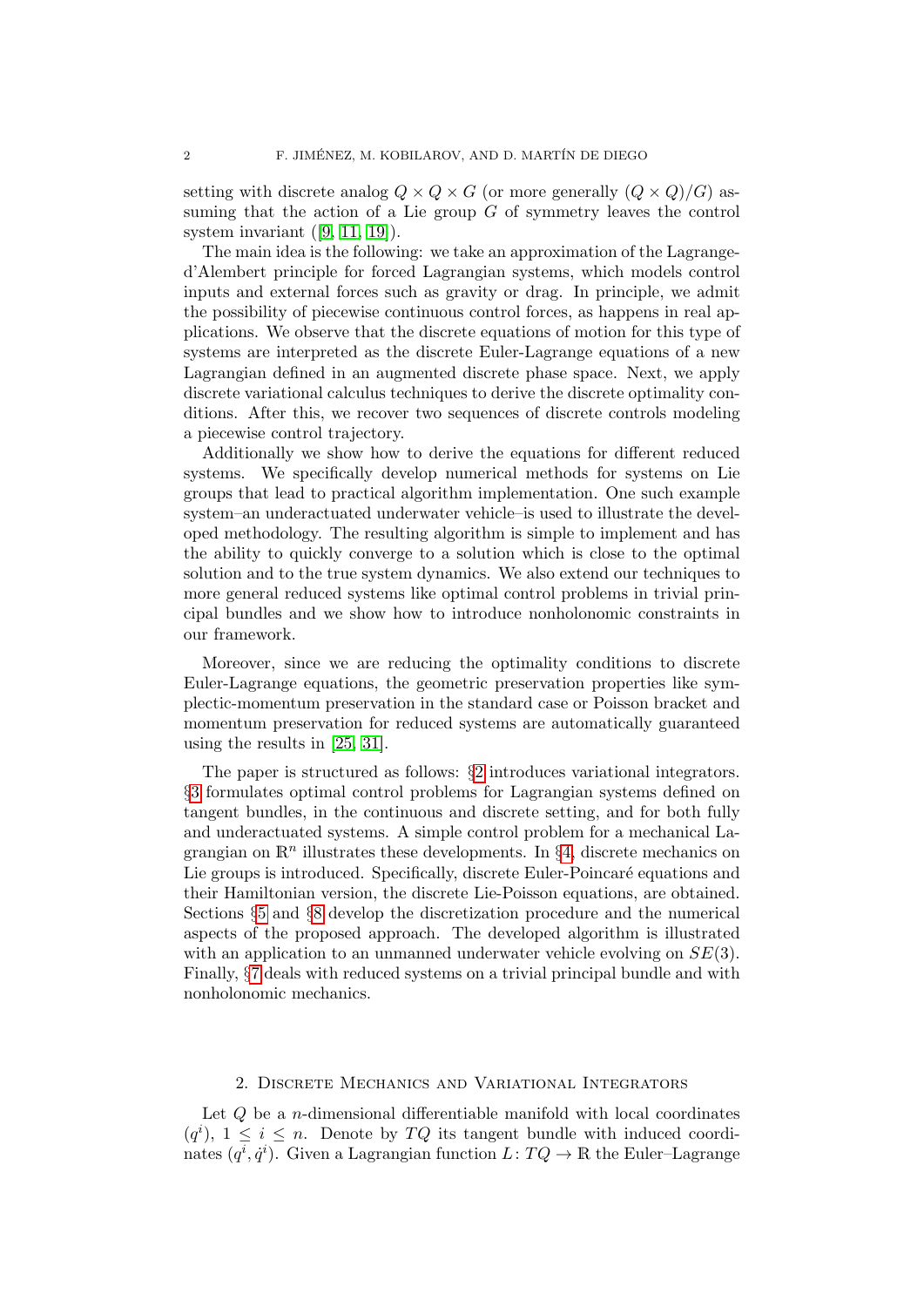setting with discrete analog $Q \times Q \times G$ (or more generally $(Q \times Q)/G$) assuming that the action of a Lie group $G$ of symmetry leaves the control system invariant ([9, 11, 19]).

The main idea is the following: we take an approximation of the Lagrange-d'Alembert principle for forced Lagrangian systems, which models control inputs and external forces such as gravity or drag. In principle, we admit the possibility of piecewise continuous control forces, as happens in real applications. We observe that the discrete equations of motion for this type of systems are interpreted as the discrete Euler-Lagrange equations of a new Lagrangian defined in an augmented discrete phase space. Next, we apply discrete variational calculus techniques to derive the discrete optimality conditions. After this, we recover two sequences of discrete controls modeling a piecewise control trajectory.

Additionally we show how to derive the equations for different reduced systems. We specifically develop numerical methods for systems on Lie groups that lead to practical algorithm implementation. One such example system–an underactuated underwater vehicle–is used to illustrate the developed methodology. The resulting algorithm is simple to implement and has the ability to quickly converge to a solution which is close to the optimal solution and to the true system dynamics. We also extend our techniques to more general reduced systems like optimal control problems in trivial principal bundles and we show how to introduce nonholonomic constraints in our framework.

Moreover, since we are reducing the optimality conditions to discrete Euler-Lagrange equations, the geometric preservation properties like symplectic-momentum preservation in the standard case or Poisson bracket and momentum preservation for reduced systems are automatically guaranteed using the results in [25, 31].

The paper is structured as follows: §2 introduces variational integrators. §3 formulates optimal control problems for Lagrangian systems defined on tangent bundles, in the continuous and discrete setting, and for both fully and underactuated systems. A simple control problem for a mechanical Lagrangian on $\mathbb{R}^n$ illustrates these developments. In §4, discrete mechanics on Lie groups is introduced. Specifically, discrete Euler-Poincaré equations and their Hamiltonian version, the discrete Lie-Poisson equations, are obtained. Sections §5 and §8 develop the discretization procedure and the numerical aspects of the proposed approach. The developed algorithm is illustrated with an application to an unmanned underwater vehicle evolving on $SE(3)$. Finally, §7 deals with reduced systems on a trivial principal bundle and with nonholonomic mechanics.

## 2. Discrete Mechanics and Variational Integrators

Let $Q$ be a $n$-dimensional differentiable manifold with local coordinates $(q^i)$, $1 \leq i \leq n$. Denote by $TQ$ its tangent bundle with induced coordinates $(q^i, \dot{q}^i)$. Given a Lagrangian function $L\colon TQ \to \mathbb{R}$ the Euler–Lagrange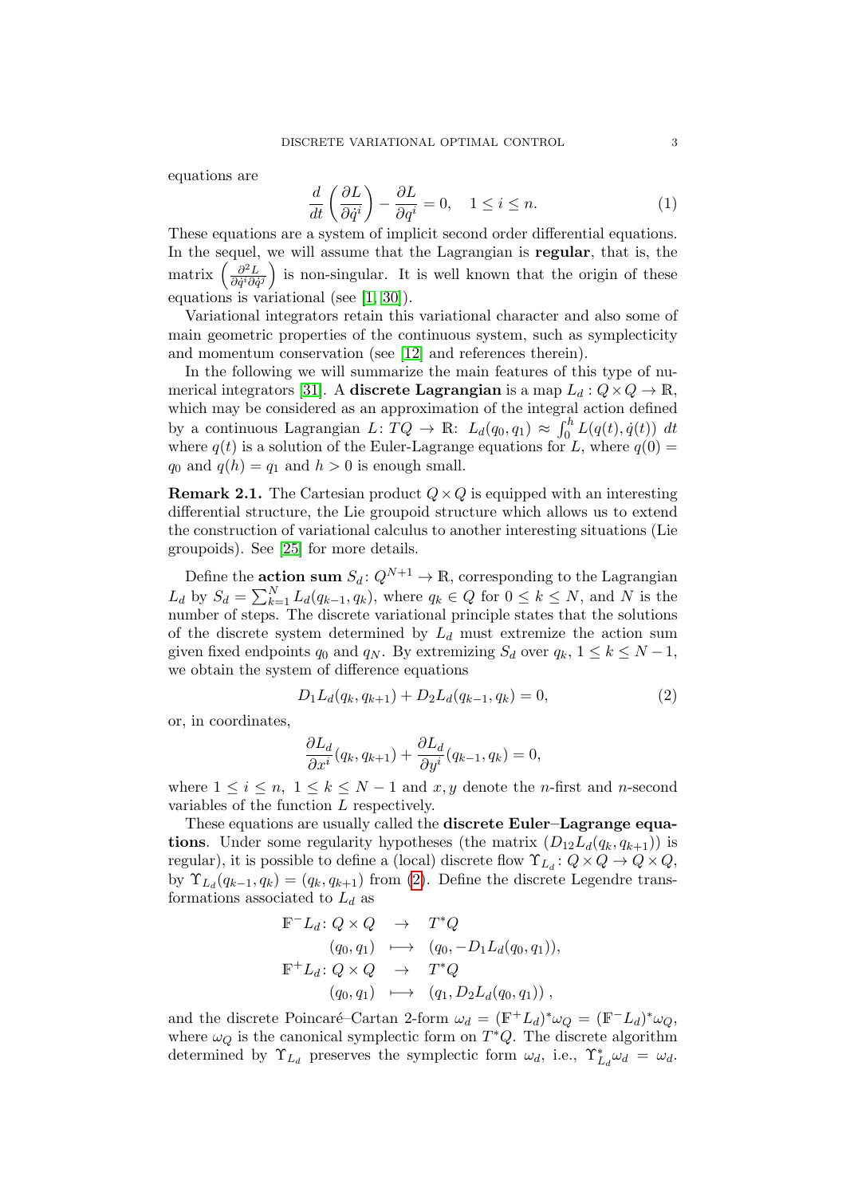equations are

$$\frac{d}{dt}\left(\frac{\partial L}{\partial \dot{q}^i}\right) - \frac{\partial L}{\partial q^i} = 0, \quad 1 \le i \le n. \tag{1}$$

These equations are a system of implicit second order differential equations. In the sequel, we will assume that the Lagrangian is **regular**, that is, the matrix $\left(\frac{\partial^2 L}{\partial \dot{q}^i \partial \dot{q}^j}\right)$ is non-singular. It is well known that the origin of these equations is variational (see [1, 30]).

Variational integrators retain this variational character and also some of main geometric properties of the continuous system, such as symplecticity and momentum conservation (see [12] and references therein).

In the following we will summarize the main features of this type of numerical integrators [31]. A **discrete Lagrangian** is a map $L_d : Q \times Q \to \mathbb{R}$, which may be considered as an approximation of the integral action defined by a continuous Lagrangian $L\colon TQ \to \mathbb{R}$: $L_d(q_0, q_1) \approx \int_0^h L(q(t), \dot{q}(t))\ dt$ where $q(t)$ is a solution of the Euler-Lagrange equations for $L$, where $q(0) = q_0$ and $q(h) = q_1$ and $h > 0$ is enough small.

**Remark 2.1.** The Cartesian product $Q \times Q$ is equipped with an interesting differential structure, the Lie groupoid structure which allows us to extend the construction of variational calculus to another interesting situations (Lie groupoids). See [25] for more details.

Define the **action sum** $S_d\colon Q^{N+1} \to \mathbb{R}$, corresponding to the Lagrangian $L_d$ by $S_d = \sum_{k=1}^{N} L_d(q_{k-1}, q_k)$, where $q_k \in Q$ for $0 \le k \le N$, and $N$ is the number of steps. The discrete variational principle states that the solutions of the discrete system determined by $L_d$ must extremize the action sum given fixed endpoints $q_0$ and $q_N$. By extremizing $S_d$ over $q_k$, $1 \le k \le N-1$, we obtain the system of difference equations

$$D_1 L_d(q_k, q_{k+1}) + D_2 L_d(q_{k-1}, q_k) = 0, \tag{2}$$

or, in coordinates,

$$\frac{\partial L_d}{\partial x^i}(q_k, q_{k+1}) + \frac{\partial L_d}{\partial y^i}(q_{k-1}, q_k) = 0,$$

where $1 \le i \le n$, $1 \le k \le N-1$ and $x, y$ denote the $n$-first and $n$-second variables of the function $L$ respectively.

These equations are usually called the **discrete Euler–Lagrange equations**. Under some regularity hypotheses (the matrix $(D_{12}L_d(q_k, q_{k+1}))$ is regular), it is possible to define a (local) discrete flow $\Upsilon_{L_d}\colon Q \times Q \to Q \times Q$, by $\Upsilon_{L_d}(q_{k-1}, q_k) = (q_k, q_{k+1})$ from (2). Define the discrete Legendre transformations associated to $L_d$ as

$$\begin{array}{rcl}
\mathbb{F}^- L_d\colon Q \times Q & \to & T^*Q \\
(q_0, q_1) & \longmapsto & (q_0, -D_1 L_d(q_0, q_1)), \\
\mathbb{F}^+ L_d\colon Q \times Q & \to & T^*Q \\
(q_0, q_1) & \longmapsto & (q_1, D_2 L_d(q_0, q_1)),
\end{array}$$

and the discrete Poincaré–Cartan 2-form $\omega_d = (\mathbb{F}^+ L_d)^* \omega_Q = (\mathbb{F}^- L_d)^* \omega_Q$, where $\omega_Q$ is the canonical symplectic form on $T^*Q$. The discrete algorithm determined by $\Upsilon_{L_d}$ preserves the symplectic form $\omega_d$, i.e., $\Upsilon_{L_d}^* \omega_d = \omega_d$.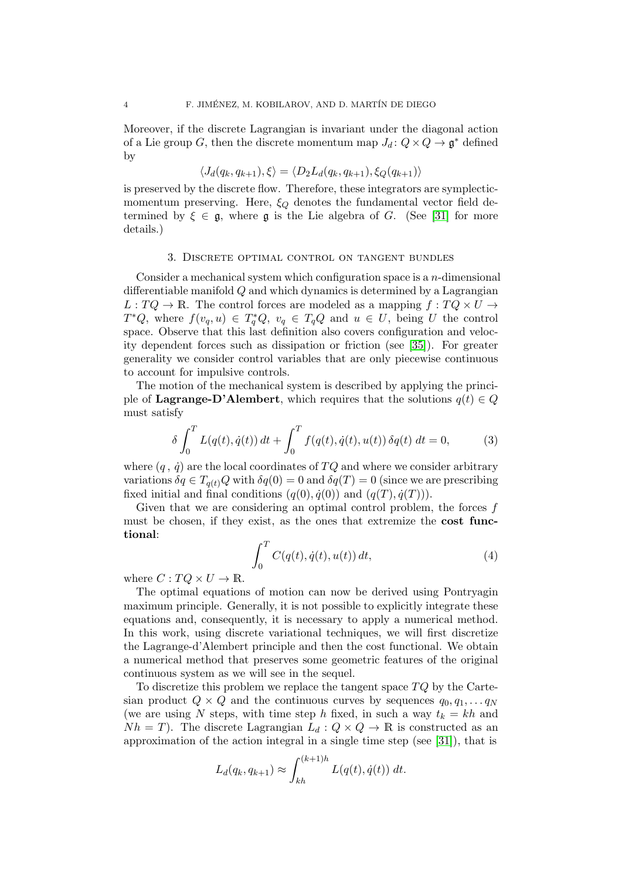Moreover, if the discrete Lagrangian is invariant under the diagonal action of a Lie group $G$, then the discrete momentum map $J_d \colon Q \times Q \to \mathfrak{g}^*$ defined by

$$\langle J_d(q_k, q_{k+1}), \xi \rangle = \langle D_2 L_d(q_k, q_{k+1}), \xi_Q(q_{k+1}) \rangle$$

is preserved by the discrete flow. Therefore, these integrators are symplectic-momentum preserving. Here, $\xi_Q$ denotes the fundamental vector field determined by $\xi \in \mathfrak{g}$, where $\mathfrak{g}$ is the Lie algebra of $G$. (See [31] for more details.)

## 3. Discrete optimal control on tangent bundles

Consider a mechanical system which configuration space is a $n$-dimensional differentiable manifold $Q$ and which dynamics is determined by a Lagrangian $L : TQ \to \mathbb{R}$. The control forces are modeled as a mapping $f : TQ \times U \to T^*Q$, where $f(v_q, u) \in T_q^*Q$, $v_q \in T_qQ$ and $u \in U$, being $U$ the control space. Observe that this last definition also covers configuration and velocity dependent forces such as dissipation or friction (see [35]). For greater generality we consider control variables that are only piecewise continuous to account for impulsive controls.

The motion of the mechanical system is described by applying the principle of **Lagrange-D'Alembert**, which requires that the solutions $q(t) \in Q$ must satisfy

$$\delta \int_0^T L(q(t), \dot{q}(t))\, dt + \int_0^T f(q(t), \dot{q}(t), u(t))\, \delta q(t)\; dt = 0, \tag{3}$$

where $(q\,,\, \dot{q})$ are the local coordinates of $TQ$ and where we consider arbitrary variations $\delta q \in T_{q(t)}Q$ with $\delta q(0) = 0$ and $\delta q(T) = 0$ (since we are prescribing fixed initial and final conditions $(q(0), \dot{q}(0))$ and $(q(T), \dot{q}(T))$).

Given that we are considering an optimal control problem, the forces $f$ must be chosen, if they exist, as the ones that extremize the **cost functional**:

$$\int_0^T C(q(t), \dot{q}(t), u(t))\, dt, \tag{4}$$

where $C : TQ \times U \to \mathbb{R}$.

The optimal equations of motion can now be derived using Pontryagin maximum principle. Generally, it is not possible to explicitly integrate these equations and, consequently, it is necessary to apply a numerical method. In this work, using discrete variational techniques, we will first discretize the Lagrange-d'Alembert principle and then the cost functional. We obtain a numerical method that preserves some geometric features of the original continuous system as we will see in the sequel.

To discretize this problem we replace the tangent space $TQ$ by the Cartesian product $Q \times Q$ and the continuous curves by sequences $q_0, q_1, \ldots q_N$ (we are using $N$ steps, with time step $h$ fixed, in such a way $t_k = kh$ and $Nh = T$). The discrete Lagrangian $L_d : Q \times Q \to \mathbb{R}$ is constructed as an approximation of the action integral in a single time step (see [31]), that is

$$L_d(q_k, q_{k+1}) \approx \int_{kh}^{(k+1)h} L(q(t), \dot{q}(t))\; dt.$$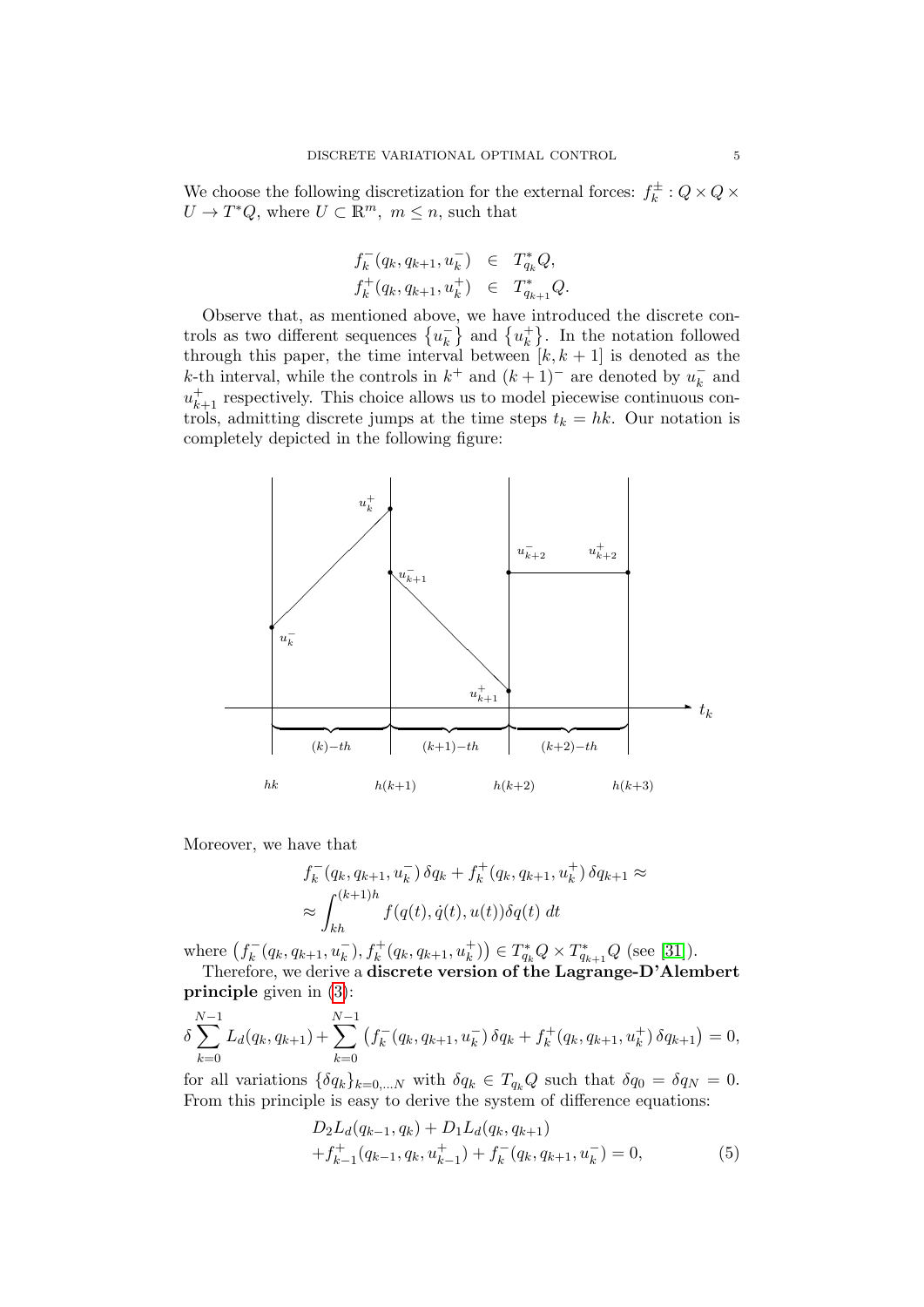We choose the following discretization for the external forces: $f_k^{\pm} : Q \times Q \times U \to T^*Q$, where $U \subset \mathbb{R}^m$, $m \leq n$, such that

$$
\begin{aligned}
f_k^-(q_k, q_{k+1}, u_k^-) &\in T^*_{q_k}Q, \\
f_k^+(q_k, q_{k+1}, u_k^+) &\in T^*_{q_{k+1}}Q.
\end{aligned}
$$

Observe that, as mentioned above, we have introduced the discrete controls as two different sequences $\{u_k^-\}$ and $\{u_k^+\}$. In the notation followed through this paper, the time interval between $[k, k+1]$ is denoted as the $k$-th interval, while the controls in $k^+$ and $(k+1)^-$ are denoted by $u_k^-$ and $u_{k+1}^+$ respectively. This choice allows us to model piecewise continuous controls, admitting discrete jumps at the time steps $t_k = hk$. Our notation is completely depicted in the following figure:

Moreover, we have that

$$
\begin{aligned}
&f_k^-(q_k, q_{k+1}, u_k^-)\, \delta q_k + f_k^+(q_k, q_{k+1}, u_k^+)\, \delta q_{k+1} \approx \\
&\approx \int_{kh}^{(k+1)h} f(q(t), \dot{q}(t), u(t)) \delta q(t)\, dt
\end{aligned}
$$

where $\left(f_k^-(q_k, q_{k+1}, u_k^-), f_k^+(q_k, q_{k+1}, u_k^+)\right) \in T^*_{q_k}Q \times T^*_{q_{k+1}}Q$ (see [31]).

Therefore, we derive a **discrete version of the Lagrange-D'Alembert principle** given in (3):

$$
\delta \sum_{k=0}^{N-1} L_d(q_k, q_{k+1}) + \sum_{k=0}^{N-1} \left( f_k^-(q_k, q_{k+1}, u_k^-)\, \delta q_k + f_k^+(q_k, q_{k+1}, u_k^+)\, \delta q_{k+1} \right) = 0,
$$

for all variations $\{\delta q_k\}_{k=0,\ldots N}$ with $\delta q_k \in T_{q_k}Q$ such that $\delta q_0 = \delta q_N = 0$. From this principle is easy to derive the system of difference equations:

$$
\begin{aligned}
&D_2 L_d(q_{k-1}, q_k) + D_1 L_d(q_k, q_{k+1}) \\
&+ f_{k-1}^+(q_{k-1}, q_k, u_{k-1}^+) + f_k^-(q_k, q_{k+1}, u_k^-) = 0,
\end{aligned} \tag{5}
$$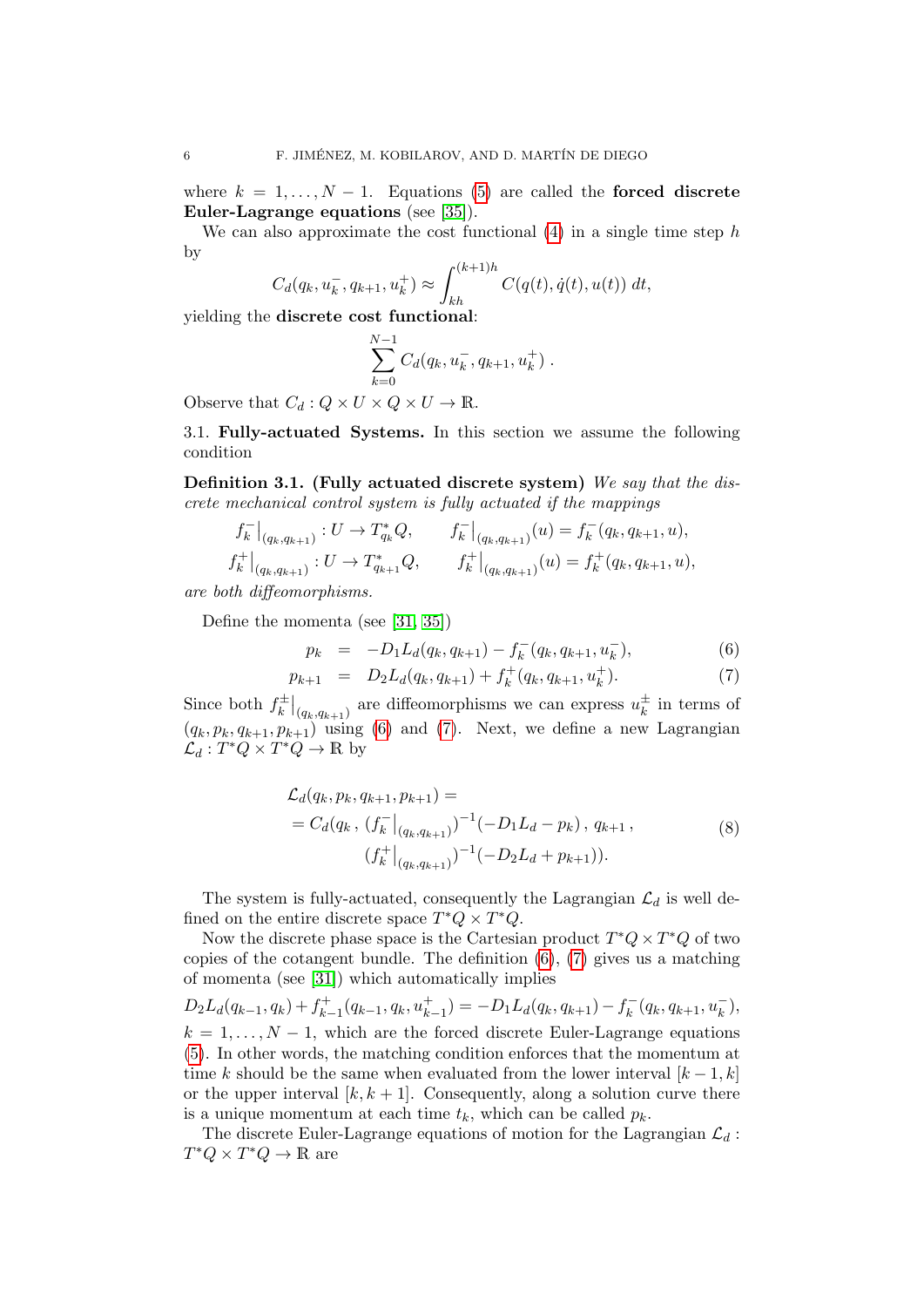where $k = 1, \ldots, N-1$. Equations (5) are called the **forced discrete Euler-Lagrange equations** (see [35]).

We can also approximate the cost functional (4) in a single time step $h$ by

$$C_d(q_k, u_k^-, q_{k+1}, u_k^+) \approx \int_{kh}^{(k+1)h} C(q(t), \dot{q}(t), u(t))\, dt,$$

yielding the **discrete cost functional**:

$$\sum_{k=0}^{N-1} C_d(q_k, u_k^-, q_{k+1}, u_k^+)\ .$$

Observe that $C_d : Q \times U \times Q \times U \to \mathbb{R}$.

3.1. **Fully-actuated Systems.** In this section we assume the following condition

**Definition 3.1. (Fully actuated discrete system)** *We say that the discrete mechanical control system is fully actuated if the mappings*

$$f_k^-\big|_{(q_k,q_{k+1})} : U \to T^*_{q_k}Q, \qquad f_k^-\big|_{(q_k,q_{k+1})}(u) = f_k^-(q_k, q_{k+1}, u),$$
$$f_k^+\big|_{(q_k,q_{k+1})} : U \to T^*_{q_{k+1}}Q, \qquad f_k^+\big|_{(q_k,q_{k+1})}(u) = f_k^+(q_k, q_{k+1}, u),$$

*are both diffeomorphisms.*

Define the momenta (see [31, 35])

$$p_k = -D_1 L_d(q_k, q_{k+1}) - f_k^-(q_k, q_{k+1}, u_k^-), \tag{6}$$
$$p_{k+1} = D_2 L_d(q_k, q_{k+1}) + f_k^+(q_k, q_{k+1}, u_k^+). \tag{7}$$

Since both $f_k^{\pm}|_{(q_k,q_{k+1})}$ are diffeomorphisms we can express $u_k^{\pm}$ in terms of $(q_k, p_k, q_{k+1}, p_{k+1})$ using (6) and (7). Next, we define a new Lagrangian $\mathcal{L}_d : T^*Q \times T^*Q \to \mathbb{R}$ by

$$\begin{aligned}
&\mathcal{L}_d(q_k, p_k, q_{k+1}, p_{k+1}) = \\
&= C_d(q_k\,,\, (f_k^-\big|_{(q_k,q_{k+1})})^{-1}(-D_1 L_d - p_k)\,,\, q_{k+1}\,, \\
&\qquad (f_k^+\big|_{(q_k,q_{k+1})})^{-1}(-D_2 L_d + p_{k+1})).
\end{aligned} \tag{8}$$

The system is fully-actuated, consequently the Lagrangian $\mathcal{L}_d$ is well defined on the entire discrete space $T^*Q \times T^*Q$.

Now the discrete phase space is the Cartesian product $T^*Q \times T^*Q$ of two copies of the cotangent bundle. The definition (6), (7) gives us a matching of momenta (see [31]) which automatically implies

$$D_2 L_d(q_{k-1}, q_k) + f_{k-1}^+(q_{k-1}, q_k, u_{k-1}^+) = -D_1 L_d(q_k, q_{k+1}) - f_k^-(q_k, q_{k+1}, u_k^-),$$

$k = 1, \ldots, N-1$, which are the forced discrete Euler-Lagrange equations (5). In other words, the matching condition enforces that the momentum at time $k$ should be the same when evaluated from the lower interval $[k-1, k]$ or the upper interval $[k, k+1]$. Consequently, along a solution curve there is a unique momentum at each time $t_k$, which can be called $p_k$.

The discrete Euler-Lagrange equations of motion for the Lagrangian $\mathcal{L}_d : T^*Q \times T^*Q \to \mathbb{R}$ are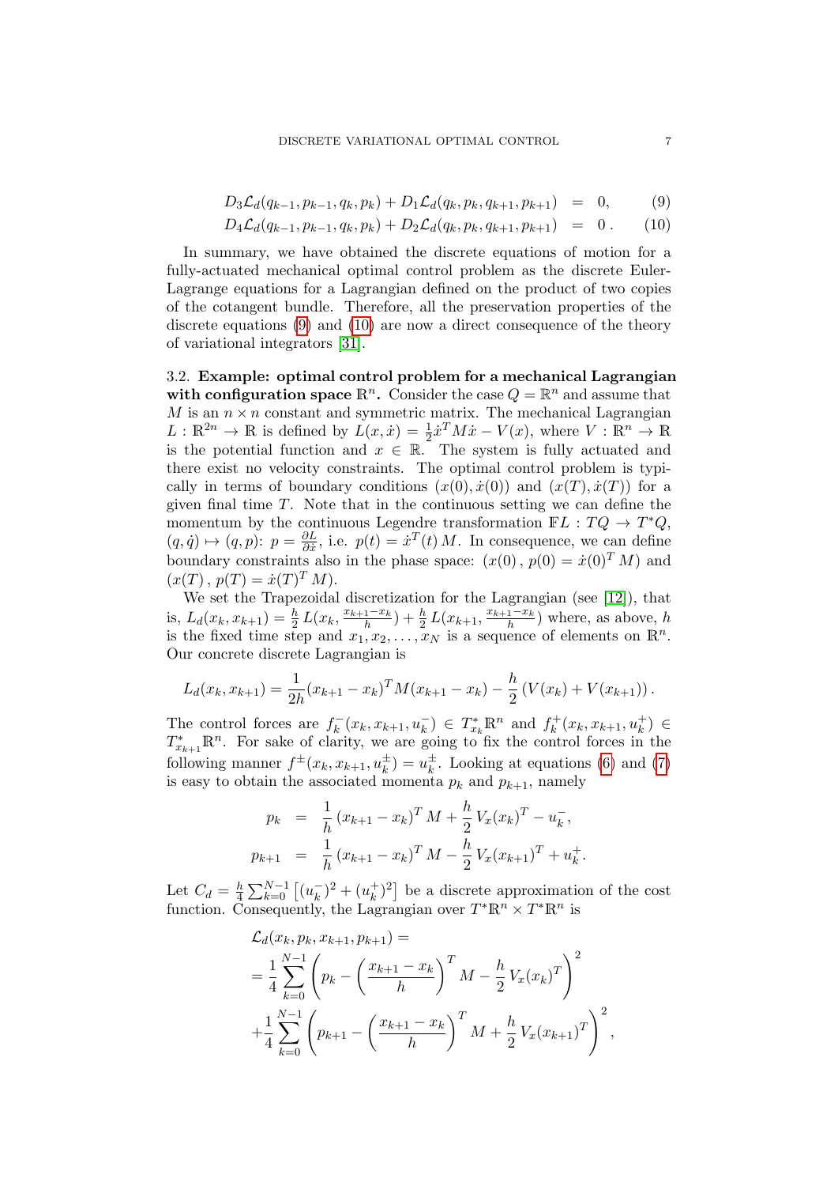$$
\begin{aligned}
D_3\mathcal{L}_d(q_{k-1}, p_{k-1}, q_k, p_k) + D_1\mathcal{L}_d(q_k, p_k, q_{k+1}, p_{k+1}) &= 0, \qquad (9)\\
D_4\mathcal{L}_d(q_{k-1}, p_{k-1}, q_k, p_k) + D_2\mathcal{L}_d(q_k, p_k, q_{k+1}, p_{k+1}) &= 0\,. \qquad (10)
\end{aligned}
$$

In summary, we have obtained the discrete equations of motion for a fully-actuated mechanical optimal control problem as the discrete Euler-Lagrange equations for a Lagrangian defined on the product of two copies of the cotangent bundle. Therefore, all the preservation properties of the discrete equations (9) and (10) are now a direct consequence of the theory of variational integrators [31].

3.2. **Example: optimal control problem for a mechanical Lagrangian with configuration space $\mathbb{R}^n$.** Consider the case $Q = \mathbb{R}^n$ and assume that $M$ is an $n \times n$ constant and symmetric matrix. The mechanical Lagrangian $L : \mathbb{R}^{2n} \to \mathbb{R}$ is defined by $L(x, \dot{x}) = \frac{1}{2}\dot{x}^T M \dot{x} - V(x)$, where $V : \mathbb{R}^n \to \mathbb{R}$ is the potential function and $x \in \mathbb{R}$. The system is fully actuated and there exist no velocity constraints. The optimal control problem is typically in terms of boundary conditions $(x(0), \dot{x}(0))$ and $(x(T), \dot{x}(T))$ for a given final time $T$. Note that in the continuous setting we can define the momentum by the continuous Legendre transformation $\mathbb{F}L : TQ \to T^*Q$, $(q, \dot{q}) \mapsto (q, p)$: $p = \frac{\partial L}{\partial \dot{x}}$, i.e. $p(t) = \dot{x}^T(t)\, M$. In consequence, we can define boundary constraints also in the phase space: $(x(0)\,,\, p(0) = \dot{x}(0)^T\, M)$ and $(x(T)\,,\, p(T) = \dot{x}(T)^T\, M)$.

We set the Trapezoidal discretization for the Lagrangian (see [12]), that is, $L_d(x_k, x_{k+1}) = \frac{h}{2}\, L(x_k, \frac{x_{k+1}-x_k}{h}) + \frac{h}{2}\, L(x_{k+1}, \frac{x_{k+1}-x_k}{h})$ where, as above, $h$ is the fixed time step and $x_1, x_2, \ldots, x_N$ is a sequence of elements on $\mathbb{R}^n$. Our concrete discrete Lagrangian is

$$
L_d(x_k, x_{k+1}) = \frac{1}{2h}(x_{k+1} - x_k)^T M (x_{k+1} - x_k) - \frac{h}{2}\left(V(x_k) + V(x_{k+1})\right).
$$

The control forces are $f_k^-(x_k, x_{k+1}, u_k^-) \in T^*_{x_k}\mathbb{R}^n$ and $f_k^+(x_k, x_{k+1}, u_k^+) \in T^*_{x_{k+1}}\mathbb{R}^n$. For sake of clarity, we are going to fix the control forces in the following manner $f^{\pm}(x_k, x_{k+1}, u_k^{\pm}) = u_k^{\pm}$. Looking at equations (6) and (7) is easy to obtain the associated momenta $p_k$ and $p_{k+1}$, namely

$$
\begin{aligned}
p_k &= \frac{1}{h}\,(x_{k+1} - x_k)^T\, M + \frac{h}{2}\, V_x(x_k)^T - u_k^-,\\
p_{k+1} &= \frac{1}{h}\,(x_{k+1} - x_k)^T\, M - \frac{h}{2}\, V_x(x_{k+1})^T + u_k^+.
\end{aligned}
$$

Let $C_d = \frac{h}{4}\sum_{k=0}^{N-1}\left[(u_k^-)^2 + (u_k^+)^2\right]$ be a discrete approximation of the cost function. Consequently, the Lagrangian over $T^*\mathbb{R}^n \times T^*\mathbb{R}^n$ is

$$
\begin{aligned}
&\mathcal{L}_d(x_k, p_k, x_{k+1}, p_{k+1}) =\\
&= \frac{1}{4}\sum_{k=0}^{N-1}\left(p_k - \left(\frac{x_{k+1} - x_k}{h}\right)^T M - \frac{h}{2}\, V_x(x_k)^T\right)^2\\
&+ \frac{1}{4}\sum_{k=0}^{N-1}\left(p_{k+1} - \left(\frac{x_{k+1} - x_k}{h}\right)^T M + \frac{h}{2}\, V_x(x_{k+1})^T\right)^2,
\end{aligned}
$$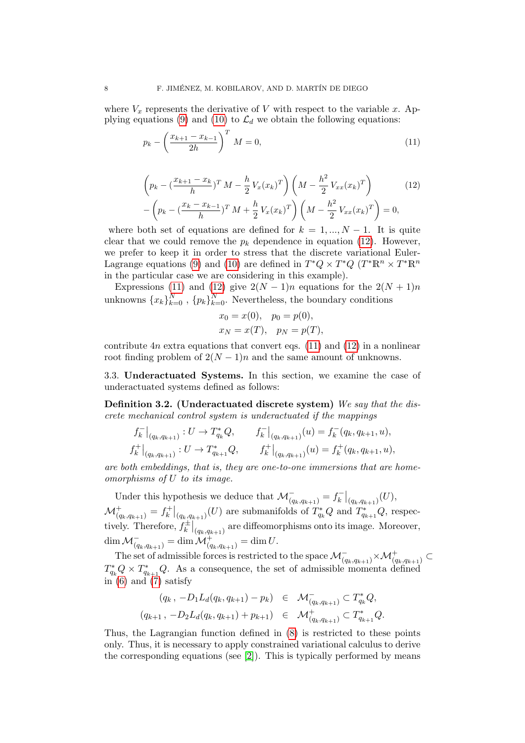where $V_x$ represents the derivative of $V$ with respect to the variable $x$. Applying equations (9) and (10) to $\mathcal{L}_d$ we obtain the following equations:

$$p_k - \left(\frac{x_{k+1} - x_{k-1}}{2h}\right)^T M = 0, \tag{11}$$

$$\begin{aligned}
&\left(p_k - (\frac{x_{k+1} - x_k}{h})^T M - \frac{h}{2} V_x(x_k)^T\right)\left(M - \frac{h^2}{2} V_{xx}(x_k)^T\right) \\
&- \left(p_k - (\frac{x_k - x_{k-1}}{h})^T M + \frac{h}{2} V_x(x_k)^T\right)\left(M - \frac{h^2}{2} V_{xx}(x_k)^T\right) = 0,
\end{aligned} \tag{12}$$

where both set of equations are defined for $k = 1, ..., N-1$. It is quite clear that we could remove the $p_k$ dependence in equation (12). However, we prefer to keep it in order to stress that the discrete variational Euler-Lagrange equations (9) and (10) are defined in $T^*Q \times T^*Q$ ($T^*\mathbb{R}^n \times T^*\mathbb{R}^n$ in the particular case we are considering in this example).

Expressions (11) and (12) give $2(N-1)n$ equations for the $2(N+1)n$ unknowns $\{x_k\}_{k=0}^N$ , $\{p_k\}_{k=0}^N$. Nevertheless, the boundary conditions

$$x_0 = x(0), \quad p_0 = p(0),$$
$$x_N = x(T), \quad p_N = p(T),$$

contribute $4n$ extra equations that convert eqs. (11) and (12) in a nonlinear root finding problem of $2(N-1)n$ and the same amount of unknowns.

### 3.3. Underactuated Systems.

In this section, we examine the case of underactuated systems defined as follows:

**Definition 3.2. (Underactuated discrete system)** *We say that the discrete mechanical control system is underactuated if the mappings*

$$f_k^-\big|_{(q_k,q_{k+1})} : U \to T^*_{q_k}Q, \qquad f_k^-\big|_{(q_k,q_{k+1})}(u) = f_k^-(q_k, q_{k+1}, u),$$
$$f_k^+\big|_{(q_k,q_{k+1})} : U \to T^*_{q_{k+1}}Q, \qquad f_k^+\big|_{(q_k,q_{k+1})}(u) = f_k^+(q_k, q_{k+1}, u),$$

*are both embeddings, that is, they are one-to-one immersions that are homeomorphisms of $U$ to its image.*

Under this hypothesis we deduce that $\mathcal{M}^-_{(q_k,q_{k+1})} = f_k^-\big|_{(q_k,q_{k+1})}(U)$, $\mathcal{M}^+_{(q_k,q_{k+1})} = f_k^+\big|_{(q_k,q_{k+1})}(U)$ are submanifolds of $T^*_{q_k}Q$ and $T^*_{q_{k+1}}Q$, respectively. Therefore, $f_k^\pm\big|_{(q_k,q_{k+1})}$ are diffeomorphisms onto its image. Moreover, $\dim \mathcal{M}^-_{(q_k,q_{k+1})} = \dim \mathcal{M}^+_{(q_k,q_{k+1})} = \dim U$.

The set of admissible forces is restricted to the space $\mathcal{M}^-_{(q_k,q_{k+1})} \times \mathcal{M}^+_{(q_k,q_{k+1})} \subset T^*_{q_k}Q \times T^*_{q_{k+1}}Q$. As a consequence, the set of admissible momenta defined in (6) and (7) satisfy

$$\begin{aligned}
(q_k\,,\, -D_1L_d(q_k, q_{k+1}) - p_k) &\in \mathcal{M}^-_{(q_k,q_{k+1})} \subset T^*_{q_k}Q, \\
(q_{k+1}\,,\, -D_2L_d(q_k, q_{k+1}) + p_{k+1}) &\in \mathcal{M}^+_{(q_k,q_{k+1})} \subset T^*_{q_{k+1}}Q.
\end{aligned}$$

Thus, the Lagrangian function defined in (8) is restricted to these points only. Thus, it is necessary to apply constrained variational calculus to derive the corresponding equations (see [2]). This is typically performed by means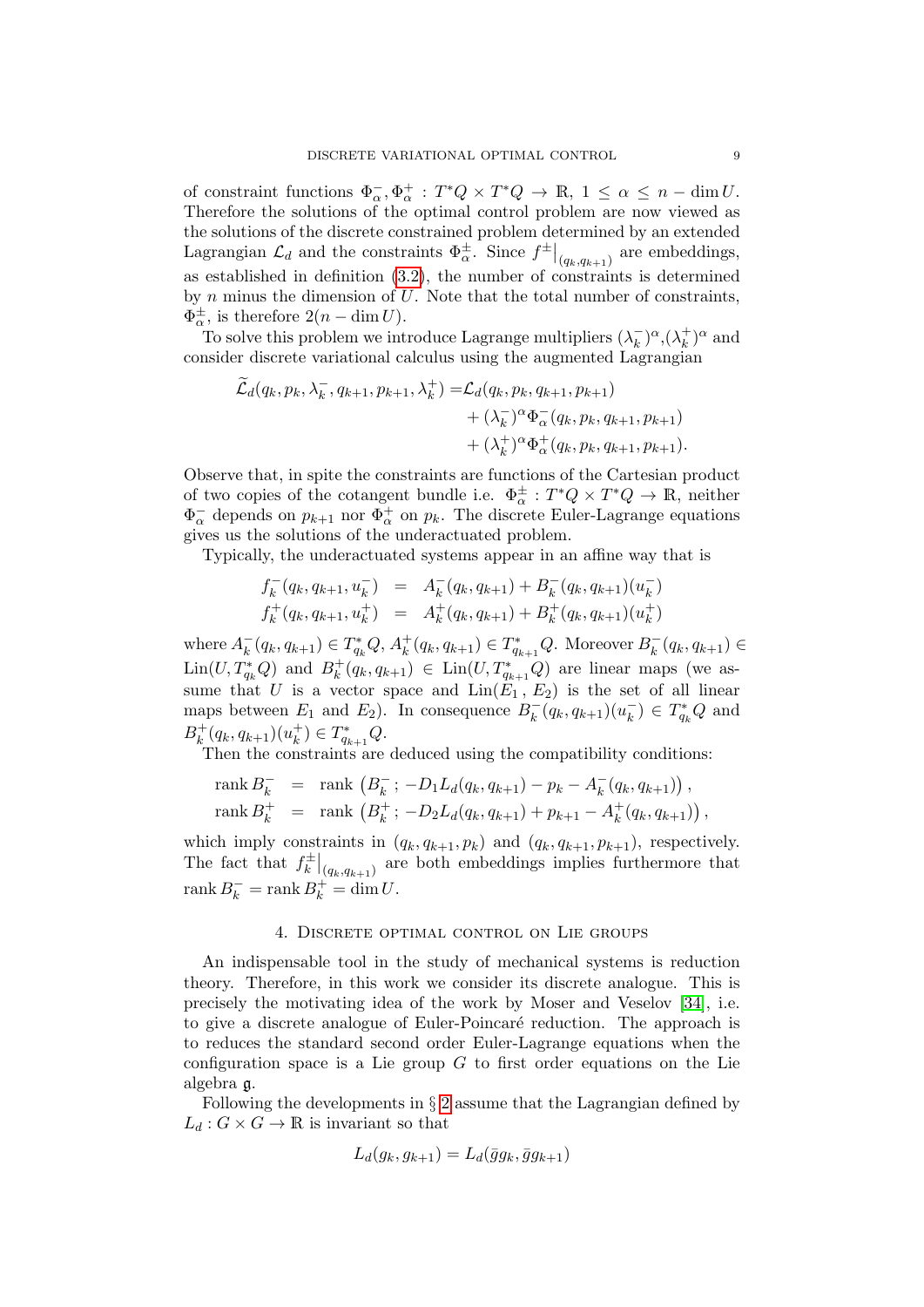of constraint functions $\Phi^-_\alpha, \Phi^+_\alpha : T^*Q \times T^*Q \to \mathbb{R}$, $1 \leq \alpha \leq n - \dim U$. Therefore the solutions of the optimal control problem are now viewed as the solutions of the discrete constrained problem determined by an extended Lagrangian $\mathcal{L}_d$ and the constraints $\Phi^\pm_\alpha$. Since $f^\pm\big|_{(q_k,q_{k+1})}$ are embeddings, as established in definition (3.2), the number of constraints is determined by $n$ minus the dimension of $U$. Note that the total number of constraints, $\Phi^\pm_\alpha$, is therefore $2(n - \dim U)$.

To solve this problem we introduce Lagrange multipliers $(\lambda^-_k)^\alpha$,$(\lambda^+_k)^\alpha$ and consider discrete variational calculus using the augmented Lagrangian

$$
\begin{aligned}
\widetilde{\mathcal{L}}_d(q_k, p_k, \lambda^-_k, q_{k+1}, p_{k+1}, \lambda^+_k) =& \mathcal{L}_d(q_k, p_k, q_{k+1}, p_{k+1}) \\
&+ (\lambda^-_k)^\alpha \Phi^-_\alpha(q_k, p_k, q_{k+1}, p_{k+1}) \\
&+ (\lambda^+_k)^\alpha \Phi^+_\alpha(q_k, p_k, q_{k+1}, p_{k+1}).
\end{aligned}
$$

Observe that, in spite the constraints are functions of the Cartesian product of two copies of the cotangent bundle i.e. $\Phi^\pm_\alpha : T^*Q \times T^*Q \to \mathbb{R}$, neither $\Phi^-_\alpha$ depends on $p_{k+1}$ nor $\Phi^+_\alpha$ on $p_k$. The discrete Euler-Lagrange equations gives us the solutions of the underactuated problem.

Typically, the underactuated systems appear in an affine way that is

$$
\begin{aligned}
f^-_k(q_k, q_{k+1}, u^-_k) &= A^-_k(q_k, q_{k+1}) + B^-_k(q_k, q_{k+1})(u^-_k) \\
f^+_k(q_k, q_{k+1}, u^+_k) &= A^+_k(q_k, q_{k+1}) + B^+_k(q_k, q_{k+1})(u^+_k)
\end{aligned}
$$

where $A^-_k(q_k, q_{k+1}) \in T^*_{q_k}Q$, $A^+_k(q_k, q_{k+1}) \in T^*_{q_{k+1}}Q$. Moreover $B^-_k(q_k, q_{k+1}) \in \mathrm{Lin}(U, T^*_{q_k}Q)$ and $B^+_k(q_k, q_{k+1}) \in \mathrm{Lin}(U, T^*_{q_{k+1}}Q)$ are linear maps (we assume that $U$ is a vector space and $\mathrm{Lin}(E_1, E_2)$ is the set of all linear maps between $E_1$ and $E_2$). In consequence $B^-_k(q_k, q_{k+1})(u^-_k) \in T^*_{q_k}Q$ and $B^+_k(q_k, q_{k+1})(u^+_k) \in T^*_{q_{k+1}}Q$.

Then the constraints are deduced using the compatibility conditions:

$$
\begin{aligned}
\operatorname{rank} B^-_k &= \operatorname{rank}\left(B^-_k\,;\, -D_1 L_d(q_k, q_{k+1}) - p_k - A^-_k(q_k, q_{k+1})\right), \\
\operatorname{rank} B^+_k &= \operatorname{rank}\left(B^+_k\,;\, -D_2 L_d(q_k, q_{k+1}) + p_{k+1} - A^+_k(q_k, q_{k+1})\right),
\end{aligned}
$$

which imply constraints in $(q_k, q_{k+1}, p_k)$ and $(q_k, q_{k+1}, p_{k+1})$, respectively. The fact that $f^\pm_k\big|_{(q_k,q_{k+1})}$ are both embeddings implies furthermore that $\operatorname{rank} B^-_k = \operatorname{rank} B^+_k = \dim U$.

## 4. Discrete optimal control on Lie groups

An indispensable tool in the study of mechanical systems is reduction theory. Therefore, in this work we consider its discrete analogue. This is precisely the motivating idea of the work by Moser and Veselov [34], i.e. to give a discrete analogue of Euler-Poincaré reduction. The approach is to reduces the standard second order Euler-Lagrange equations when the configuration space is a Lie group $G$ to first order equations on the Lie algebra $\mathfrak{g}$.

Following the developments in § 2 assume that the Lagrangian defined by $L_d : G \times G \to \mathbb{R}$ is invariant so that

$$
L_d(g_k, g_{k+1}) = L_d(\bar{g} g_k, \bar{g} g_{k+1})
$$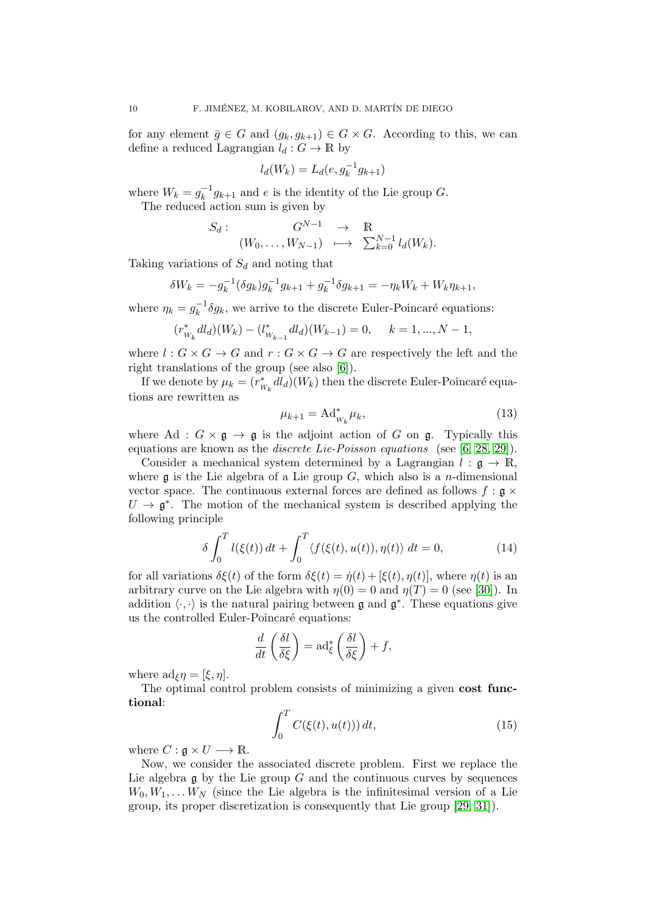for any element $\bar{g} \in G$ and $(g_k, g_{k+1}) \in G \times G$. According to this, we can define a reduced Lagrangian $l_d : G \to \mathbb{R}$ by

$$l_d(W_k) = L_d(e, g_k^{-1} g_{k+1})$$

where $W_k = g_k^{-1} g_{k+1}$ and $e$ is the identity of the Lie group $G$.

The reduced action sum is given by

$$\begin{array}{rccl} S_d : & G^{N-1} & \to & \mathbb{R} \\ & (W_0, \ldots, W_{N-1}) & \longmapsto & \sum_{k=0}^{N-1} l_d(W_k). \end{array}$$

Taking variations of $S_d$ and noting that

$$\delta W_k = -g_k^{-1}(\delta g_k) g_k^{-1} g_{k+1} + g_k^{-1} \delta g_{k+1} = -\eta_k W_k + W_k \eta_{k+1},$$

where $\eta_k = g_k^{-1} \delta g_k$, we arrive to the discrete Euler-Poincaré equations:

$$(r^*_{W_k} dl_d)(W_k) - (l^*_{W_{k-1}} dl_d)(W_{k-1}) = 0, \quad k = 1, ..., N-1,$$

where $l : G \times G \to G$ and $r : G \times G \to G$ are respectively the left and the right translations of the group (see also [6]).

If we denote by $\mu_k = (r^*_{W_k} dl_d)(W_k)$ then the discrete Euler-Poincaré equations are rewritten as

$$\mu_{k+1} = \mathrm{Ad}^*_{W_k} \mu_k, \tag{13}$$

where $\mathrm{Ad} : G \times \mathfrak{g} \to \mathfrak{g}$ is the adjoint action of $G$ on $\mathfrak{g}$. Typically this equations are known as the *discrete Lie-Poisson equations* (see [6, 28, 29]).

Consider a mechanical system determined by a Lagrangian $l : \mathfrak{g} \to \mathbb{R}$, where $\mathfrak{g}$ is the Lie algebra of a Lie group $G$, which also is a $n$-dimensional vector space. The continuous external forces are defined as follows $f : \mathfrak{g} \times U \to \mathfrak{g}^*$. The motion of the mechanical system is described applying the following principle

$$\delta \int_0^T l(\xi(t))\, dt + \int_0^T \langle f(\xi(t), u(t)), \eta(t) \rangle \, dt = 0, \tag{14}$$

for all variations $\delta\xi(t)$ of the form $\delta\xi(t) = \dot{\eta}(t) + [\xi(t), \eta(t)]$, where $\eta(t)$ is an arbitrary curve on the Lie algebra with $\eta(0) = 0$ and $\eta(T) = 0$ (see [30]). In addition $\langle \cdot, \cdot \rangle$ is the natural pairing between $\mathfrak{g}$ and $\mathfrak{g}^*$. These equations give us the controlled Euler-Poincaré equations:

$$\frac{d}{dt}\left(\frac{\delta l}{\delta \xi}\right) = \mathrm{ad}^*_\xi \left(\frac{\delta l}{\delta \xi}\right) + f,$$

where $\mathrm{ad}_\xi \eta = [\xi, \eta]$.

The optimal control problem consists of minimizing a given **cost functional**:

$$\int_0^T C(\xi(t), u(t)))\, dt, \tag{15}$$

where $C : \mathfrak{g} \times U \longrightarrow \mathbb{R}$.

Now, we consider the associated discrete problem. First we replace the Lie algebra $\mathfrak{g}$ by the Lie group $G$ and the continuous curves by sequences $W_0, W_1, \ldots W_N$ (since the Lie algebra is the infinitesimal version of a Lie group, its proper discretization is consequently that Lie group [29, 31]).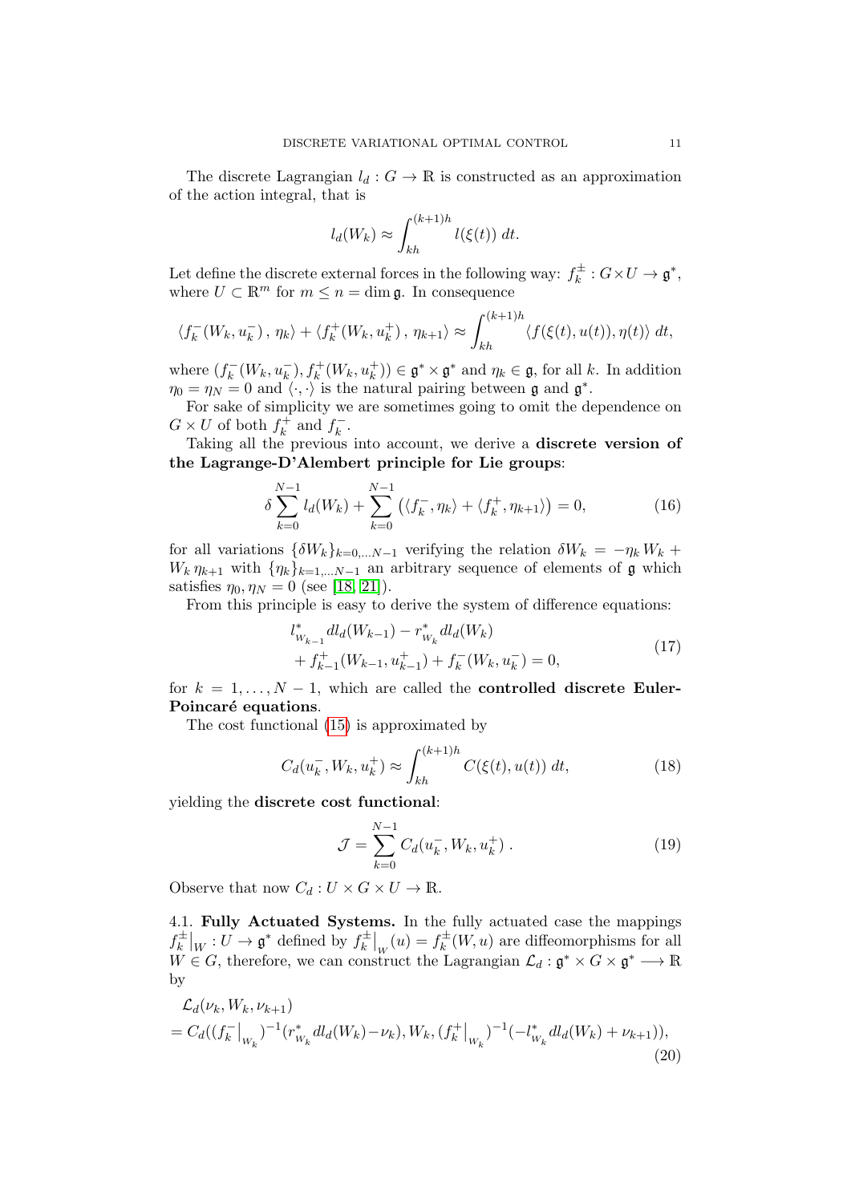The discrete Lagrangian $l_d : G \to \mathbb{R}$ is constructed as an approximation of the action integral, that is

$$l_d(W_k) \approx \int_{kh}^{(k+1)h} l(\xi(t))\, dt.$$

Let define the discrete external forces in the following way: $f_k^{\pm} : G \times U \to \mathfrak{g}^*$, where $U \subset \mathbb{R}^m$ for $m \leq n = \dim \mathfrak{g}$. In consequence

$$\langle f_k^-(W_k, u_k^-)\,,\, \eta_k \rangle + \langle f_k^+(W_k, u_k^+)\,,\, \eta_{k+1} \rangle \approx \int_{kh}^{(k+1)h} \langle f(\xi(t), u(t)), \eta(t) \rangle\, dt,$$

where $(f_k^-(W_k, u_k^-), f_k^+(W_k, u_k^+)) \in \mathfrak{g}^* \times \mathfrak{g}^*$ and $\eta_k \in \mathfrak{g}$, for all $k$. In addition $\eta_0 = \eta_N = 0$ and $\langle \cdot, \cdot \rangle$ is the natural pairing between $\mathfrak{g}$ and $\mathfrak{g}^*$.

For sake of simplicity we are sometimes going to omit the dependence on $G \times U$ of both $f_k^+$ and $f_k^-$.

Taking all the previous into account, we derive a **discrete version of the Lagrange-D'Alembert principle for Lie groups**:

$$\delta \sum_{k=0}^{N-1} l_d(W_k) + \sum_{k=0}^{N-1} \left( \langle f_k^-, \eta_k \rangle + \langle f_k^+, \eta_{k+1} \rangle \right) = 0, \tag{16}$$

for all variations $\{\delta W_k\}_{k=0,\dots N-1}$ verifying the relation $\delta W_k = -\eta_k W_k + W_k \eta_{k+1}$ with $\{\eta_k\}_{k=1,\dots N-1}$ an arbitrary sequence of elements of $\mathfrak{g}$ which satisfies $\eta_0, \eta_N = 0$ (see [18, 21]).

From this principle is easy to derive the system of difference equations:

$$\begin{aligned} &l^*_{W_{k-1}} dl_d(W_{k-1}) - r^*_{W_k} dl_d(W_k) \\ &+ f^+_{k-1}(W_{k-1}, u^+_{k-1}) + f_k^-(W_k, u_k^-) = 0, \end{aligned} \tag{17}$$

for $k = 1, \dots, N-1$, which are called the **controlled discrete Euler-Poincaré equations**.

The cost functional (15) is approximated by

$$C_d(u_k^-, W_k, u_k^+) \approx \int_{kh}^{(k+1)h} C(\xi(t), u(t))\, dt, \tag{18}$$

yielding the **discrete cost functional**:

$$\mathcal{J} = \sum_{k=0}^{N-1} C_d(u_k^-, W_k, u_k^+)\,. \tag{19}$$

Observe that now $C_d : U \times G \times U \to \mathbb{R}$.

4.1. **Fully Actuated Systems.** In the fully actuated case the mappings $f_k^{\pm}\big|_W : U \to \mathfrak{g}^*$ defined by $f_k^{\pm}\big|_W(u) = f_k^{\pm}(W, u)$ are diffeomorphisms for all $W \in G$, therefore, we can construct the Lagrangian $\mathcal{L}_d : \mathfrak{g}^* \times G \times \mathfrak{g}^* \longrightarrow \mathbb{R}$ by

$$\begin{aligned} &\mathcal{L}_d(\nu_k, W_k, \nu_{k+1}) \\ &= C_d((f_k^-\big|_{W_k})^{-1}(r^*_{W_k} dl_d(W_k) - \nu_k), W_k, (f_k^+\big|_{W_k})^{-1}(-l^*_{W_k} dl_d(W_k) + \nu_{k+1})), \end{aligned} \tag{20}$$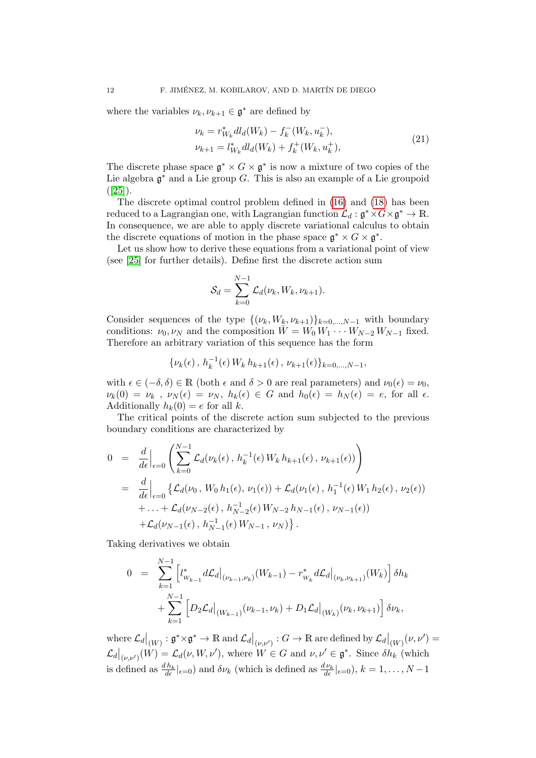where the variables $\nu_k, \nu_{k+1} \in \mathfrak{g}^*$ are defined by

$$
\begin{aligned}
\nu_k &= r^*_{W_k} dl_d(W_k) - f^-_k(W_k, u^-_k),\\
\nu_{k+1} &= l^*_{W_k} dl_d(W_k) + f^+_k(W_k, u^+_k),
\end{aligned}
\tag{21}
$$

The discrete phase space $\mathfrak{g}^* \times G \times \mathfrak{g}^*$ is now a mixture of two copies of the Lie algebra $\mathfrak{g}^*$ and a Lie group $G$. This is also an example of a Lie groupoid ([25]).

The discrete optimal control problem defined in (16) and (18) has been reduced to a Lagrangian one, with Lagrangian function $\mathcal{L}_d : \mathfrak{g}^* \times G \times \mathfrak{g}^* \to \mathbb{R}$. In consequence, we are able to apply discrete variational calculus to obtain the discrete equations of motion in the phase space $\mathfrak{g}^* \times G \times \mathfrak{g}^*$.

Let us show how to derive these equations from a variational point of view (see [25] for further details). Define first the discrete action sum

$$
\mathcal{S}_d = \sum_{k=0}^{N-1} \mathcal{L}_d(\nu_k, W_k, \nu_{k+1}).
$$

Consider sequences of the type $\{(\nu_k, W_k, \nu_{k+1})\}_{k=0,\ldots,N-1}$ with boundary conditions: $\nu_0, \nu_N$ and the composition $\bar{W} = W_0\, W_1 \cdots W_{N-2}\, W_{N-1}$ fixed. Therefore an arbitrary variation of this sequence has the form

$$
\{\nu_k(\epsilon)\,,\, h_k^{-1}(\epsilon)\, W_k\, h_{k+1}(\epsilon)\,,\, \nu_{k+1}(\epsilon)\}_{k=0,\ldots,N-1},
$$

with $\epsilon \in (-\delta, \delta) \in \mathbb{R}$ (both $\epsilon$ and $\delta > 0$ are real parameters) and $\nu_0(\epsilon) = \nu_0$, $\nu_k(0) = \nu_k$ , $\nu_N(\epsilon) = \nu_N$, $h_k(\epsilon) \in G$ and $h_0(\epsilon) = h_N(\epsilon) = e$, for all $\epsilon$. Additionally $h_k(0) = e$ for all $k$.

The critical points of the discrete action sum subjected to the previous boundary conditions are characterized by

$$
\begin{aligned}
0 &= \frac{d}{d\epsilon}\Big|_{\epsilon=0} \left( \sum_{k=0}^{N-1} \mathcal{L}_d(\nu_k(\epsilon)\,,\, h_k^{-1}(\epsilon)\, W_k\, h_{k+1}(\epsilon)\,,\, \nu_{k+1}(\epsilon)) \right)\\
&= \frac{d}{d\epsilon}\Big|_{\epsilon=0} \big\{ \mathcal{L}_d(\nu_0\,,\, W_0\, h_1(\epsilon),\, \nu_1(\epsilon)) + \mathcal{L}_d(\nu_1(\epsilon)\,,\, h_1^{-1}(\epsilon)\, W_1\, h_2(\epsilon)\,,\, \nu_2(\epsilon))\\
&\quad + \ldots + \mathcal{L}_d(\nu_{N-2}(\epsilon)\,,\, h_{N-2}^{-1}(\epsilon)\, W_{N-2}\, h_{N-1}(\epsilon)\,,\, \nu_{N-1}(\epsilon))\\
&\quad + \mathcal{L}_d(\nu_{N-1}(\epsilon)\,,\, h_{N-1}^{-1}(\epsilon)\, W_{N-1}\,,\, \nu_N) \big\}.
\end{aligned}
$$

Taking derivatives we obtain

$$
\begin{aligned}
0 &= \sum_{k=1}^{N-1} \left[ l^*_{W_{k-1}} d\mathcal{L}_d\big|_{(\nu_{k-1},\nu_k)}(W_{k-1}) - r^*_{W_k} d\mathcal{L}_d\big|_{(\nu_k,\nu_{k+1})}(W_k) \right] \delta h_k\\
&\quad + \sum_{k=1}^{N-1} \left[ D_2\mathcal{L}_d\big|_{(W_{k-1})}(\nu_{k-1}, \nu_k) + D_1\mathcal{L}_d\big|_{(W_k)}(\nu_k, \nu_{k+1}) \right] \delta\nu_k,
\end{aligned}
$$

where $\mathcal{L}_d\big|_{(W)} : \mathfrak{g}^* \times \mathfrak{g}^* \to \mathbb{R}$ and $\mathcal{L}_d\big|_{(\nu,\nu')} : G \to \mathbb{R}$ are defined by $\mathcal{L}_d\big|_{(W)}(\nu, \nu') = \mathcal{L}_d\big|_{(\nu,\nu')}(W) = \mathcal{L}_d(\nu, W, \nu')$, where $W \in G$ and $\nu, \nu' \in \mathfrak{g}^*$. Since $\delta h_k$ (which is defined as $\frac{dh_k}{d\epsilon}|_{\epsilon=0}$) and $\delta\nu_k$ (which is defined as $\frac{d\nu_k}{d\epsilon}|_{\epsilon=0}$), $k = 1, \ldots, N-1$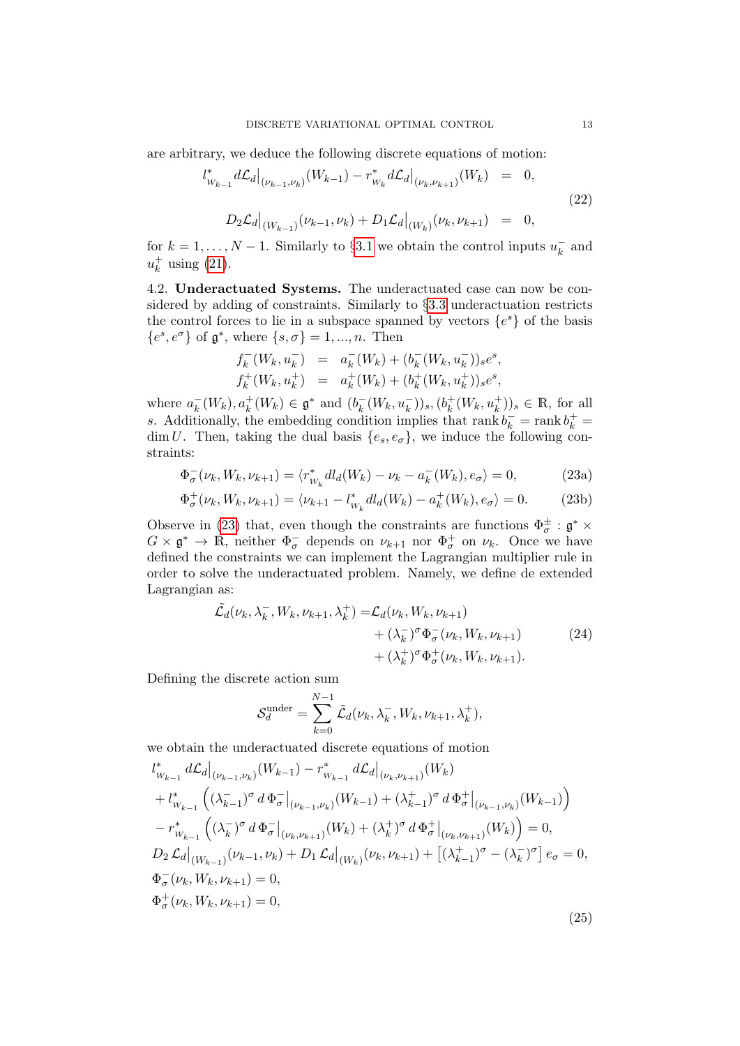are arbitrary, we deduce the following discrete equations of motion:

$$
\begin{aligned}
l^*_{W_{k-1}} d\mathcal{L}_d\big|_{(\nu_{k-1},\nu_k)}(W_{k-1}) - r^*_{W_k} d\mathcal{L}_d\big|_{(\nu_k,\nu_{k+1})}(W_k) &= 0, \\
D_2\mathcal{L}_d\big|_{(W_{k-1})}(\nu_{k-1},\nu_k) + D_1\mathcal{L}_d\big|_{(W_k)}(\nu_k,\nu_{k+1}) &= 0,
\end{aligned}
\tag{22}
$$

for $k = 1, \dots, N-1$. Similarly to §3.1 we obtain the control inputs $u_k^-$ and $u_k^+$ using (21).

4.2. **Underactuated Systems.** The underactuated case can now be considered by adding of constraints. Similarly to §3.3 underactuation restricts the control forces to lie in a subspace spanned by vectors $\{e^s\}$ of the basis $\{e^s, e^\sigma\}$ of $\mathfrak{g}^*$, where $\{s, \sigma\} = 1, ..., n$. Then

$$
\begin{aligned}
f_k^-(W_k, u_k^-) &= a_k^-(W_k) + (b_k^-(W_k, u_k^-))_s e^s, \\
f_k^+(W_k, u_k^+) &= a_k^+(W_k) + (b_k^+(W_k, u_k^+))_s e^s,
\end{aligned}
$$

where $a_k^-(W_k), a_k^+(W_k) \in \mathfrak{g}^*$ and $(b_k^-(W_k, u_k^-))_s, (b_k^+(W_k, u_k^+))_s \in \mathbb{R}$, for all $s$. Additionally, the embedding condition implies that $\operatorname{rank} b_k^- = \operatorname{rank} b_k^+ = \dim U$. Then, taking the dual basis $\{e_s, e_\sigma\}$, we induce the following constraints:

$$
\Phi_\sigma^-(\nu_k, W_k, \nu_{k+1}) = \langle r^*_{W_k} dl_d(W_k) - \nu_k - a_k^-(W_k), e_\sigma \rangle = 0, \tag{23a}
$$

$$
\Phi_\sigma^+(\nu_k, W_k, \nu_{k+1}) = \langle \nu_{k+1} - l^*_{W_k} dl_d(W_k) - a_k^+(W_k), e_\sigma \rangle = 0. \tag{23b}
$$

Observe in (23) that, even though the constraints are functions $\Phi_\sigma^\pm : \mathfrak{g}^* \times G \times \mathfrak{g}^* \to \mathbb{R}$, neither $\Phi_\sigma^-$ depends on $\nu_{k+1}$ nor $\Phi_\sigma^+$ on $\nu_k$. Once we have defined the constraints we can implement the Lagrangian multiplier rule in order to solve the underactuated problem. Namely, we define de extended Lagrangian as:

$$
\begin{aligned}
\tilde{\mathcal{L}}_d(\nu_k, \lambda_k^-, W_k, \nu_{k+1}, \lambda_k^+) = &\mathcal{L}_d(\nu_k, W_k, \nu_{k+1}) \\
&+ (\lambda_k^-)^\sigma \Phi_\sigma^-(\nu_k, W_k, \nu_{k+1}) \\
&+ (\lambda_k^+)^\sigma \Phi_\sigma^+(\nu_k, W_k, \nu_{k+1}).
\end{aligned}
\tag{24}
$$

Defining the discrete action sum

$$
\mathcal{S}_d^{\text{under}} = \sum_{k=0}^{N-1} \tilde{\mathcal{L}}_d(\nu_k, \lambda_k^-, W_k, \nu_{k+1}, \lambda_k^+),
$$

we obtain the underactuated discrete equations of motion

$$
\begin{aligned}
& l^*_{W_{k-1}}\, d\mathcal{L}_d\big|_{(\nu_{k-1},\nu_k)}(W_{k-1}) - r^*_{W_{k-1}}\, d\mathcal{L}_d\big|_{(\nu_k,\nu_{k+1})}(W_k) \\
& + l^*_{W_{k-1}} \left( (\lambda_{k-1}^-)^\sigma \, d\, \Phi_\sigma^-\big|_{(\nu_{k-1},\nu_k)}(W_{k-1}) + (\lambda_{k-1}^+)^\sigma \, d\, \Phi_\sigma^+\big|_{(\nu_{k-1},\nu_k)}(W_{k-1}) \right) \\
& - r^*_{W_{k-1}} \left( (\lambda_k^-)^\sigma \, d\, \Phi_\sigma^-\big|_{(\nu_k,\nu_{k+1})}(W_k) + (\lambda_k^+)^\sigma \, d\, \Phi_\sigma^+\big|_{(\nu_k,\nu_{k+1})}(W_k) \right) = 0, \\
& D_2\, \mathcal{L}_d\big|_{(W_{k-1})}(\nu_{k-1}, \nu_k) + D_1\, \mathcal{L}_d\big|_{(W_k)}(\nu_k, \nu_{k+1}) + \left[ (\lambda_{k-1}^+)^\sigma - (\lambda_k^-)^\sigma \right] e_\sigma = 0, \\
& \Phi_\sigma^-(\nu_k, W_k, \nu_{k+1}) = 0, \\
& \Phi_\sigma^+(\nu_k, W_k, \nu_{k+1}) = 0,
\end{aligned}
\tag{25}
$$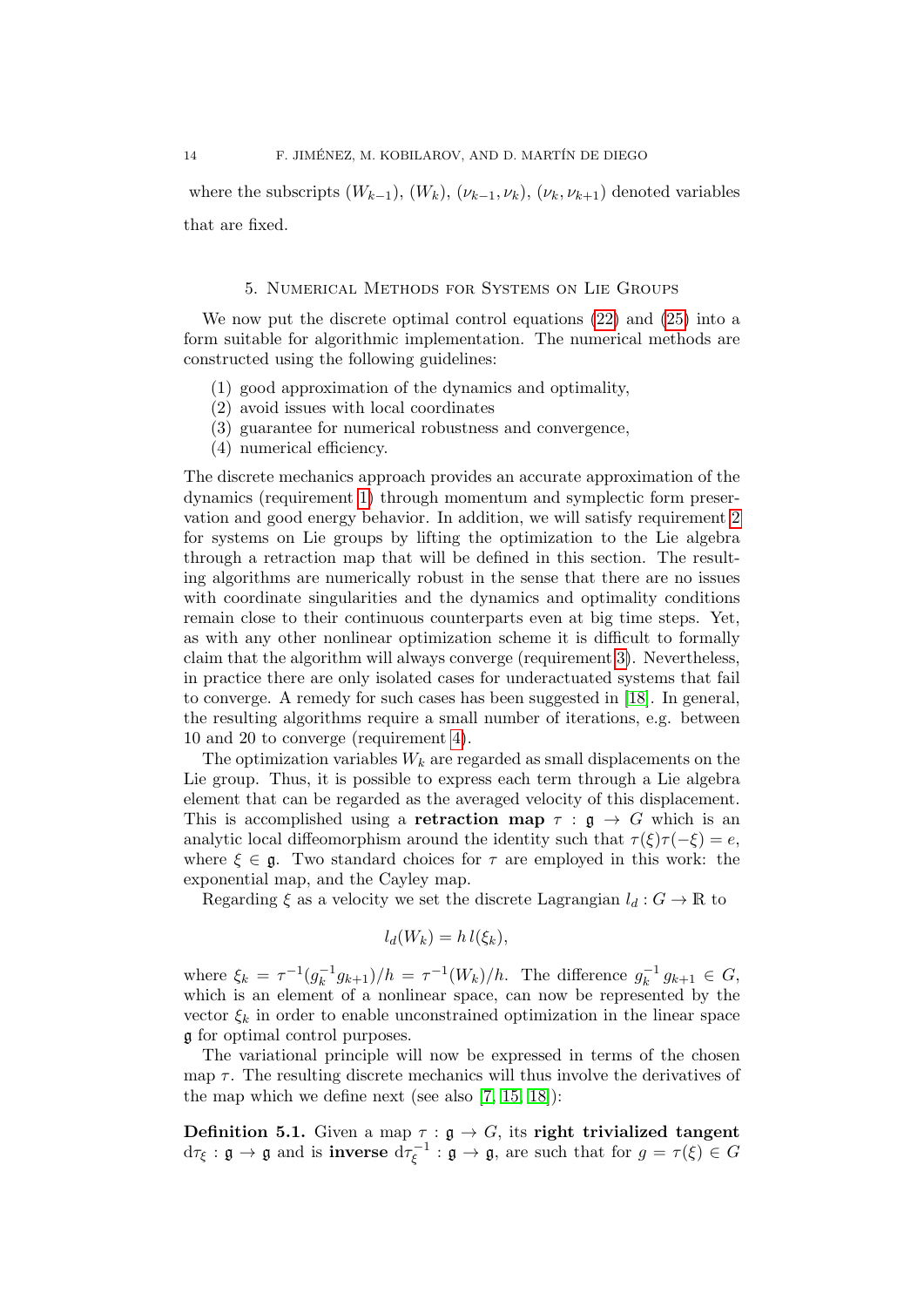where the subscripts $(W_{k-1})$, $(W_k)$, $(\nu_{k-1}, \nu_k)$, $(\nu_k, \nu_{k+1})$ denoted variables that are fixed.

## 5. Numerical Methods for Systems on Lie Groups

We now put the discrete optimal control equations (22) and (25) into a form suitable for algorithmic implementation. The numerical methods are constructed using the following guidelines:

(1) good approximation of the dynamics and optimality,
(2) avoid issues with local coordinates
(3) guarantee for numerical robustness and convergence,
(4) numerical efficiency.

The discrete mechanics approach provides an accurate approximation of the dynamics (requirement 1) through momentum and symplectic form preservation and good energy behavior. In addition, we will satisfy requirement 2 for systems on Lie groups by lifting the optimization to the Lie algebra through a retraction map that will be defined in this section. The resulting algorithms are numerically robust in the sense that there are no issues with coordinate singularities and the dynamics and optimality conditions remain close to their continuous counterparts even at big time steps. Yet, as with any other nonlinear optimization scheme it is difficult to formally claim that the algorithm will always converge (requirement 3). Nevertheless, in practice there are only isolated cases for underactuated systems that fail to converge. A remedy for such cases has been suggested in [18]. In general, the resulting algorithms require a small number of iterations, e.g. between 10 and 20 to converge (requirement 4).

The optimization variables $W_k$ are regarded as small displacements on the Lie group. Thus, it is possible to express each term through a Lie algebra element that can be regarded as the averaged velocity of this displacement. This is accomplished using a **retraction map** $\tau : \mathfrak{g} \to G$ which is an analytic local diffeomorphism around the identity such that $\tau(\xi)\tau(-\xi) = e$, where $\xi \in \mathfrak{g}$. Two standard choices for $\tau$ are employed in this work: the exponential map, and the Cayley map.

Regarding $\xi$ as a velocity we set the discrete Lagrangian $l_d : G \to \mathbb{R}$ to

$$l_d(W_k) = h\, l(\xi_k),$$

where $\xi_k = \tau^{-1}(g_k^{-1} g_{k+1})/h = \tau^{-1}(W_k)/h$. The difference $g_k^{-1} g_{k+1} \in G$, which is an element of a nonlinear space, can now be represented by the vector $\xi_k$ in order to enable unconstrained optimization in the linear space $\mathfrak{g}$ for optimal control purposes.

The variational principle will now be expressed in terms of the chosen map $\tau$. The resulting discrete mechanics will thus involve the derivatives of the map which we define next (see also [7, 15, 18]):

**Definition 5.1.** Given a map $\tau : \mathfrak{g} \to G$, its **right trivialized tangent** $\mathrm{d}\tau_\xi : \mathfrak{g} \to \mathfrak{g}$ and is **inverse** $\mathrm{d}\tau_\xi^{-1} : \mathfrak{g} \to \mathfrak{g}$, are such that for $g = \tau(\xi) \in G$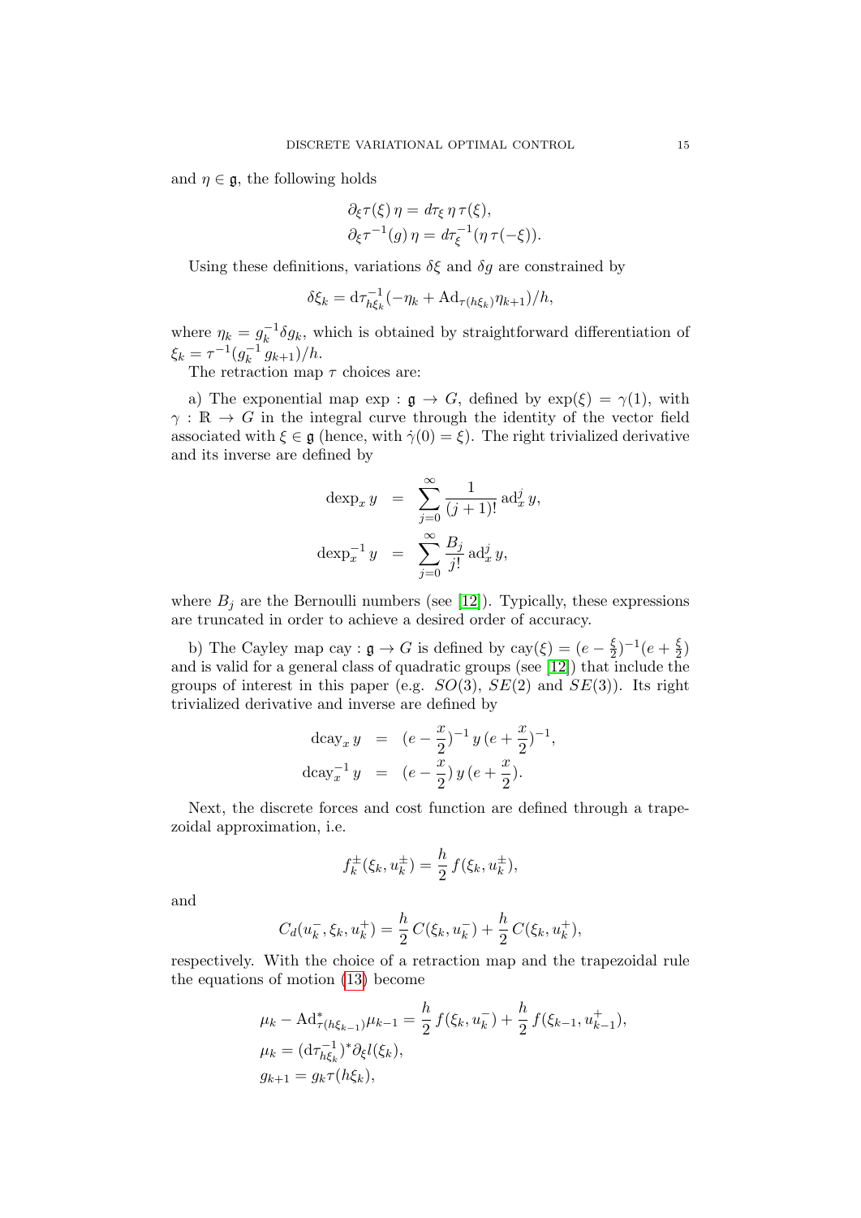and $\eta \in \mathfrak{g}$, the following holds

$$
\begin{aligned}
&\partial_\xi \tau(\xi)\, \eta = d\tau_\xi\, \eta\, \tau(\xi),\\
&\partial_\xi \tau^{-1}(g)\, \eta = d\tau_\xi^{-1}(\eta\, \tau(-\xi)).
\end{aligned}
$$

Using these definitions, variations $\delta\xi$ and $\delta g$ are constrained by

$$
\delta\xi_k = \mathrm{d}\tau^{-1}_{h\xi_k}(-\eta_k + \mathrm{Ad}_{\tau(h\xi_k)}\eta_{k+1})/h,
$$

where $\eta_k = g_k^{-1}\delta g_k$, which is obtained by straightforward differentiation of $\xi_k = \tau^{-1}(g_k^{-1} g_{k+1})/h$.

The retraction map $\tau$ choices are:

a) The exponential map $\exp : \mathfrak{g} \to G$, defined by $\exp(\xi) = \gamma(1)$, with $\gamma : \mathbb{R} \to G$ in the integral curve through the identity of the vector field associated with $\xi \in \mathfrak{g}$ (hence, with $\dot\gamma(0) = \xi$). The right trivialized derivative and its inverse are defined by

$$
\begin{aligned}
\operatorname{dexp}_x y &= \sum_{j=0}^{\infty} \frac{1}{(j+1)!}\, \mathrm{ad}_x^j\, y,\\
\operatorname{dexp}_x^{-1} y &= \sum_{j=0}^{\infty} \frac{B_j}{j!}\, \mathrm{ad}_x^j\, y,
\end{aligned}
$$

where $B_j$ are the Bernoulli numbers (see [12]). Typically, these expressions are truncated in order to achieve a desired order of accuracy.

b) The Cayley map $\mathrm{cay} : \mathfrak{g} \to G$ is defined by $\mathrm{cay}(\xi) = (e - \frac{\xi}{2})^{-1}(e + \frac{\xi}{2})$ and is valid for a general class of quadratic groups (see [12]) that include the groups of interest in this paper (e.g. $SO(3)$, $SE(2)$ and $SE(3)$). Its right trivialized derivative and inverse are defined by

$$
\begin{aligned}
\operatorname{dcay}_x y &= (e - \frac{x}{2})^{-1}\, y\, (e + \frac{x}{2})^{-1},\\
\operatorname{dcay}_x^{-1} y &= (e - \frac{x}{2})\, y\, (e + \frac{x}{2}).
\end{aligned}
$$

Next, the discrete forces and cost function are defined through a trapezoidal approximation, i.e.

$$
f_k^{\pm}(\xi_k, u_k^{\pm}) = \frac{h}{2}\, f(\xi_k, u_k^{\pm}),
$$

and

$$
C_d(u_k^-, \xi_k, u_k^+) = \frac{h}{2}\, C(\xi_k, u_k^-) + \frac{h}{2}\, C(\xi_k, u_k^+),
$$

respectively. With the choice of a retraction map and the trapezoidal rule the equations of motion (13) become

$$
\begin{aligned}
&\mu_k - \mathrm{Ad}^*_{\tau(h\xi_{k-1})}\mu_{k-1} = \frac{h}{2}\, f(\xi_k, u_k^-) + \frac{h}{2}\, f(\xi_{k-1}, u_{k-1}^+),\\
&\mu_k = (\mathrm{d}\tau^{-1}_{h\xi_k})^* \partial_\xi l(\xi_k),\\
&g_{k+1} = g_k \tau(h\xi_k),
\end{aligned}
$$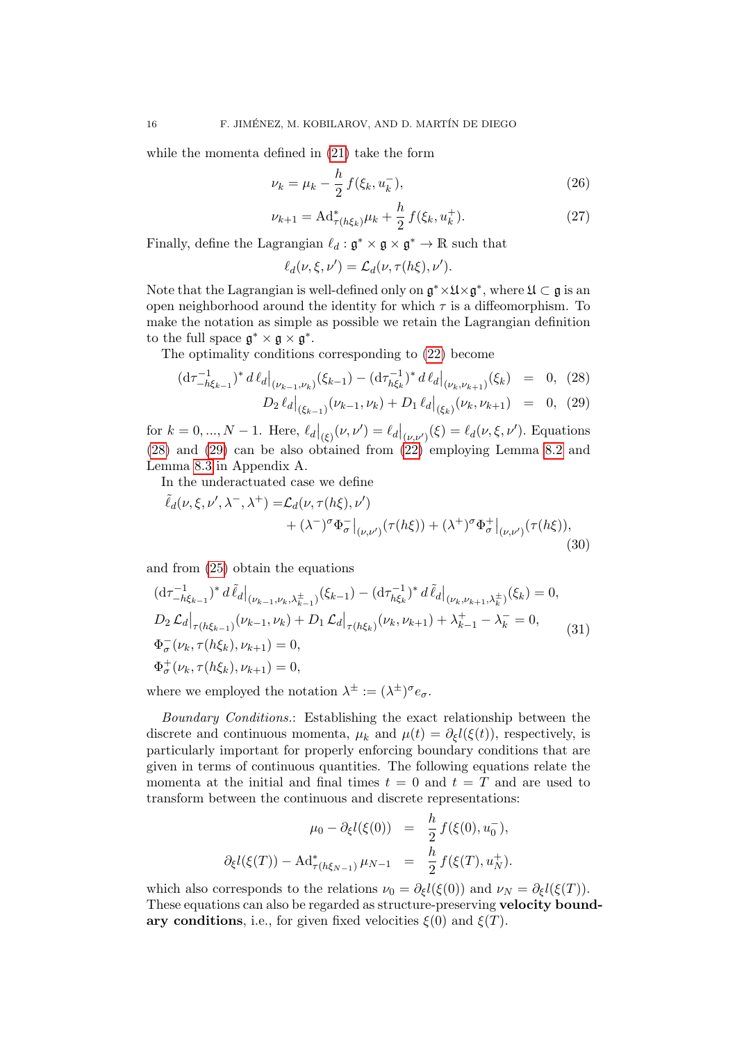while the momenta defined in (21) take the form

$$\nu_k = \mu_k - \frac{h}{2}\, f(\xi_k, u_k^-), \tag{26}$$

$$\nu_{k+1} = \mathrm{Ad}^*_{\tau(h\xi_k)}\mu_k + \frac{h}{2}\, f(\xi_k, u_k^+). \tag{27}$$

Finally, define the Lagrangian $\ell_d : \mathfrak{g}^* \times \mathfrak{g} \times \mathfrak{g}^* \to \mathbb{R}$ such that

$$\ell_d(\nu, \xi, \nu') = \mathcal{L}_d(\nu, \tau(h\xi), \nu').$$

Note that the Lagrangian is well-defined only on $\mathfrak{g}^* \times \mathfrak{U} \times \mathfrak{g}^*$, where $\mathfrak{U} \subset \mathfrak{g}$ is an open neighborhood around the identity for which $\tau$ is a diffeomorphism. To make the notation as simple as possible we retain the Lagrangian definition to the full space $\mathfrak{g}^* \times \mathfrak{g} \times \mathfrak{g}^*$.

The optimality conditions corresponding to (22) become

$$(\mathrm{d}\tau^{-1}_{-h\xi_{k-1}})^*\, d\,\ell_d\big|_{(\nu_{k-1},\nu_k)}(\xi_{k-1}) - (\mathrm{d}\tau^{-1}_{h\xi_k})^*\, d\,\ell_d\big|_{(\nu_k,\nu_{k+1})}(\xi_k) \;=\; 0, \tag{28}$$

$$D_2\, \ell_d\big|_{(\xi_{k-1})}(\nu_{k-1}, \nu_k) + D_1\, \ell_d\big|_{(\xi_k)}(\nu_k, \nu_{k+1}) \;=\; 0, \tag{29}$$

for $k = 0, ..., N-1$. Here, $\ell_d\big|_{(\xi)}(\nu, \nu') = \ell_d\big|_{(\nu,\nu')}(\xi) = \ell_d(\nu, \xi, \nu')$. Equations (28) and (29) can be also obtained from (22) employing Lemma 8.2 and Lemma 8.3 in Appendix A.

In the underactuated case we define

$$\begin{aligned}\tilde{\ell}_d(\nu, \xi, \nu', \lambda^-, \lambda^+) =& \mathcal{L}_d(\nu, \tau(h\xi), \nu') \\ &+ (\lambda^-)^\sigma \Phi^-_\sigma\big|_{(\nu,\nu')}(\tau(h\xi)) + (\lambda^+)^\sigma \Phi^+_\sigma\big|_{(\nu,\nu')}(\tau(h\xi)),\end{aligned} \tag{30}$$

and from (25) obtain the equations

$$\begin{aligned}
&(\mathrm{d}\tau^{-1}_{-h\xi_{k-1}})^*\, d\,\tilde{\ell}_d\big|_{(\nu_{k-1},\nu_k,\lambda^\pm_{k-1})}(\xi_{k-1}) - (\mathrm{d}\tau^{-1}_{h\xi_k})^*\, d\,\tilde{\ell}_d\big|_{(\nu_k,\nu_{k+1},\lambda^\pm_k)}(\xi_k) = 0,\\
&D_2\, \mathcal{L}_d\big|_{\tau(h\xi_{k-1})}(\nu_{k-1}, \nu_k) + D_1\, \mathcal{L}_d\big|_{\tau(h\xi_k)}(\nu_k, \nu_{k+1}) + \lambda^+_{k-1} - \lambda^-_k = 0,\\
&\Phi^-_\sigma(\nu_k, \tau(h\xi_k), \nu_{k+1}) = 0,\\
&\Phi^+_\sigma(\nu_k, \tau(h\xi_k), \nu_{k+1}) = 0,
\end{aligned} \tag{31}$$

where we employed the notation $\lambda^\pm := (\lambda^\pm)^\sigma e_\sigma$.

*Boundary Conditions.*: Establishing the exact relationship between the discrete and continuous momenta, $\mu_k$ and $\mu(t) = \partial_\xi l(\xi(t))$, respectively, is particularly important for properly enforcing boundary conditions that are given in terms of continuous quantities. The following equations relate the momenta at the initial and final times $t = 0$ and $t = T$ and are used to transform between the continuous and discrete representations:

$$\begin{aligned}
\mu_0 - \partial_\xi l(\xi(0)) \;&=\; \frac{h}{2}\, f(\xi(0), u_0^-),\\
\partial_\xi l(\xi(T)) - \mathrm{Ad}^*_{\tau(h\xi_{N-1})}\, \mu_{N-1} \;&=\; \frac{h}{2}\, f(\xi(T), u_N^+).
\end{aligned}$$

which also corresponds to the relations $\nu_0 = \partial_\xi l(\xi(0))$ and $\nu_N = \partial_\xi l(\xi(T))$. These equations can also be regarded as structure-preserving **velocity boundary conditions**, i.e., for given fixed velocities $\xi(0)$ and $\xi(T)$.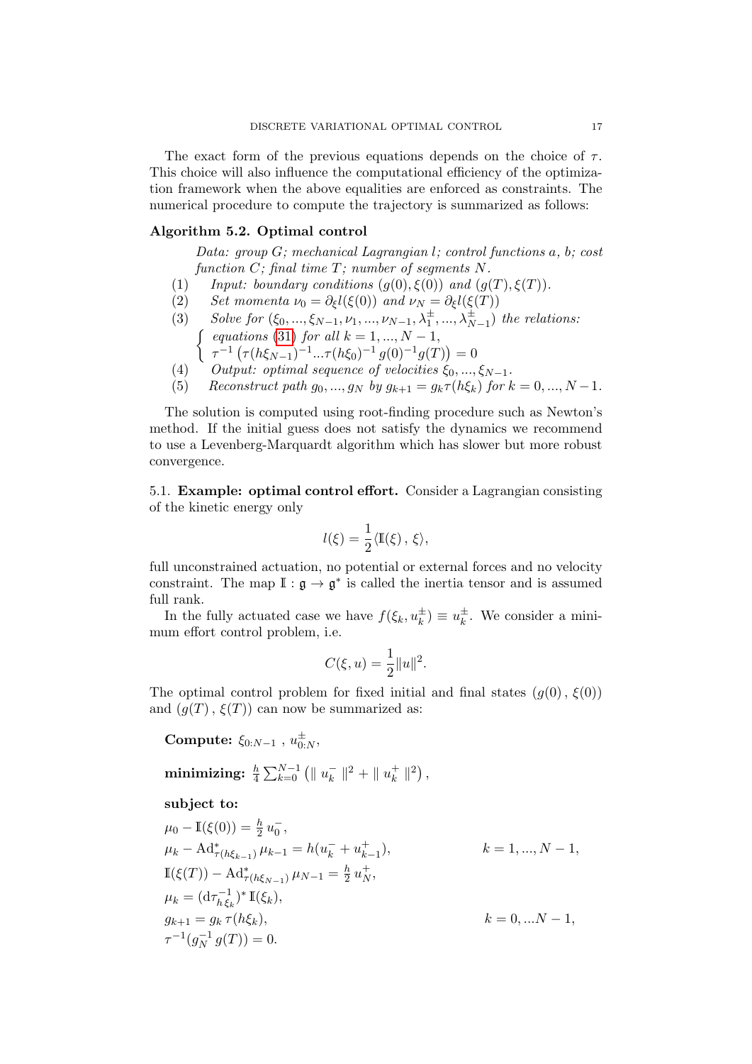The exact form of the previous equations depends on the choice of $\tau$. This choice will also influence the computational efficiency of the optimization framework when the above equalities are enforced as constraints. The numerical procedure to compute the trajectory is summarized as follows:

**Algorithm 5.2. Optimal control**

*Data: group $G$; mechanical Lagrangian $l$; control functions $a$, $b$; cost function $C$; final time $T$; number of segments $N$.*

(1) *Input: boundary conditions $(g(0), \xi(0))$ and $(g(T), \xi(T))$.*

(2) *Set momenta $\nu_0 = \partial_\xi l(\xi(0))$ and $\nu_N = \partial_\xi l(\xi(T))$*

(3) *Solve for $(\xi_0, ..., \xi_{N-1}, \nu_1, ..., \nu_{N-1}, \lambda_1^{\pm}, ..., \lambda_{N-1}^{\pm})$ the relations:*

$$\begin{cases} \text{equations (31) for all } k = 1, ..., N-1, \\ \tau^{-1}\left(\tau(h\xi_{N-1})^{-1} ... \tau(h\xi_0)^{-1}\, g(0)^{-1} g(T)\right) = 0 \end{cases}$$

(4) *Output: optimal sequence of velocities $\xi_0, ..., \xi_{N-1}$.*

(5) *Reconstruct path $g_0, ..., g_N$ by $g_{k+1} = g_k \tau(h\xi_k)$ for $k = 0, ..., N-1$.*

The solution is computed using root-finding procedure such as Newton's method. If the initial guess does not satisfy the dynamics we recommend to use a Levenberg-Marquardt algorithm which has slower but more robust convergence.

### 5.1. Example: optimal control effort.

Consider a Lagrangian consisting of the kinetic energy only

$$l(\xi) = \frac{1}{2}\langle \mathbb{I}(\xi)\,,\, \xi \rangle,$$

full unconstrained actuation, no potential or external forces and no velocity constraint. The map $\mathbb{I} : \mathfrak{g} \to \mathfrak{g}^*$ is called the inertia tensor and is assumed full rank.

In the fully actuated case we have $f(\xi_k, u_k^{\pm}) \equiv u_k^{\pm}$. We consider a minimum effort control problem, i.e.

$$C(\xi, u) = \frac{1}{2}\|u\|^2.$$

The optimal control problem for fixed initial and final states $(g(0)\,,\, \xi(0))$ and $(g(T)\,,\, \xi(T))$ can now be summarized as:

**Compute:** $\xi_{0:N-1}\ ,\ u_{0:N}^{\pm}$,

**minimizing:** $\frac{h}{4}\sum_{k=0}^{N-1}\left(\|\, u_k^- \,\|^2 + \|\, u_k^+ \,\|^2\right)$,

**subject to:**

$$\begin{aligned}
&\mu_0 - \mathbb{I}(\xi(0)) = \tfrac{h}{2}\, u_0^-, && \\
&\mu_k - \mathrm{Ad}^*_{\tau(h\xi_{k-1})}\, \mu_{k-1} = h(u_k^- + u_{k-1}^+), && k = 1, ..., N-1, \\
&\mathbb{I}(\xi(T)) - \mathrm{Ad}^*_{\tau(h\xi_{N-1})}\, \mu_{N-1} = \tfrac{h}{2}\, u_N^+, && \\
&\mu_k = (\mathrm{d}\tau^{-1}_{h\,\xi_k})^*\, \mathbb{I}(\xi_k), && \\
&g_{k+1} = g_k\, \tau(h\xi_k), && k = 0, ...N-1, \\
&\tau^{-1}(g_N^{-1}\, g(T)) = 0. &&
\end{aligned}$$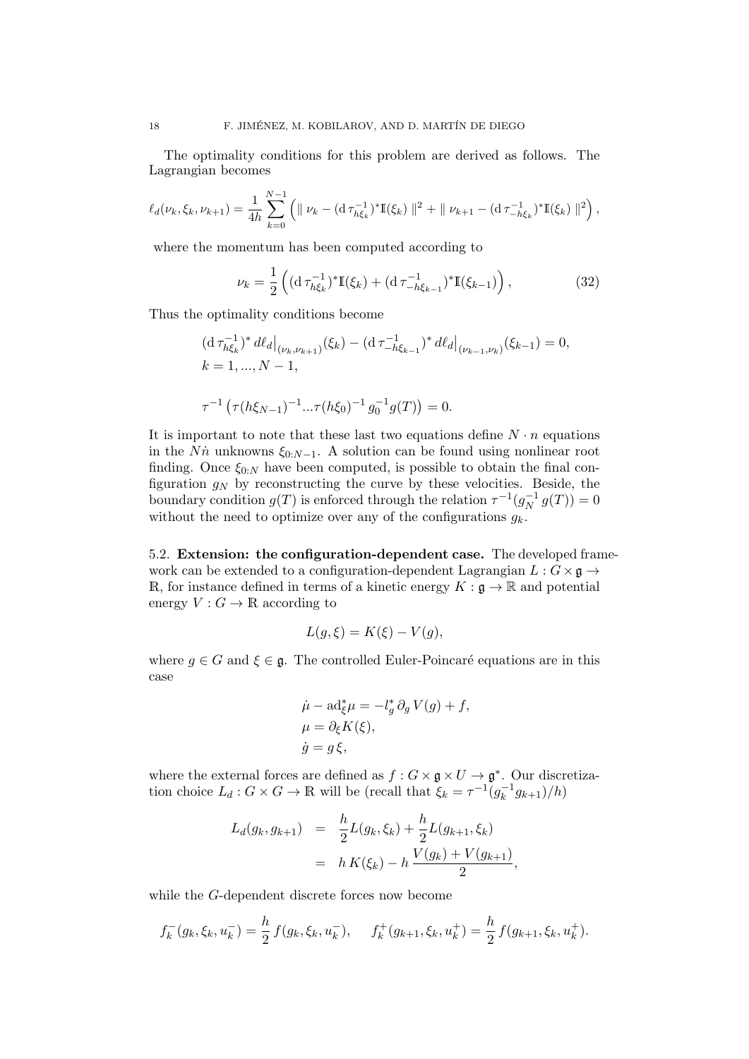The optimality conditions for this problem are derived as follows. The Lagrangian becomes

$$\ell_d(\nu_k,\xi_k,\nu_{k+1}) = \frac{1}{4h}\sum_{k=0}^{N-1}\left(\parallel \nu_k - (\mathrm{d}\,\tau_{h\xi_k}^{-1})^*\mathbb{I}(\xi_k)\parallel^2 + \parallel \nu_{k+1} - (\mathrm{d}\,\tau_{-h\xi_k}^{-1})^*\mathbb{I}(\xi_k)\parallel^2\right),$$

where the momentum has been computed according to

$$\nu_k = \frac{1}{2}\left((\mathrm{d}\,\tau_{h\xi_k}^{-1})^*\mathbb{I}(\xi_k) + (\mathrm{d}\,\tau_{-h\xi_{k-1}}^{-1})^*\mathbb{I}(\xi_{k-1})\right), \tag{32}$$

Thus the optimality conditions become

$$(\mathrm{d}\,\tau_{h\xi_k}^{-1})^*\, d\ell_d\big|_{(\nu_k,\nu_{k+1})}(\xi_k) - (\mathrm{d}\,\tau_{-h\xi_{k-1}}^{-1})^*\, d\ell_d\big|_{(\nu_{k-1},\nu_k)}(\xi_{k-1}) = 0,$$
$$k = 1,...,N-1,$$

$$\tau^{-1}\left(\tau(h\xi_{N-1})^{-1}...\tau(h\xi_0)^{-1}\,g_0^{-1}g(T)\right) = 0.$$

It is important to note that these last two equations define $N\cdot n$ equations in the $N\dot{n}$ unknowns $\xi_{0:N-1}$. A solution can be found using nonlinear root finding. Once $\xi_{0:N}$ have been computed, is possible to obtain the final configuration $g_N$ by reconstructing the curve by these velocities. Beside, the boundary condition $g(T)$ is enforced through the relation $\tau^{-1}(g_N^{-1}\,g(T)) = 0$ without the need to optimize over any of the configurations $g_k$.

5.2. **Extension: the configuration-dependent case.** The developed framework can be extended to a configuration-dependent Lagrangian $L : G\times\mathfrak{g}\to\mathbb{R}$, for instance defined in terms of a kinetic energy $K : \mathfrak{g}\to\mathbb{R}$ and potential energy $V : G\to\mathbb{R}$ according to

$$L(g,\xi) = K(\xi) - V(g),$$

where $g\in G$ and $\xi\in\mathfrak{g}$. The controlled Euler-Poincaré equations are in this case

$$\dot{\mu} - \mathrm{ad}_\xi^*\mu = -l_g^*\,\partial_g V(g) + f,$$
$$\mu = \partial_\xi K(\xi),$$
$$\dot{g} = g\,\xi,$$

where the external forces are defined as $f : G\times\mathfrak{g}\times U\to\mathfrak{g}^*$. Our discretization choice $L_d : G\times G\to\mathbb{R}$ will be (recall that $\xi_k = \tau^{-1}(g_k^{-1}g_{k+1})/h$)

$$\begin{aligned} L_d(g_k,g_{k+1}) &= \frac{h}{2}L(g_k,\xi_k) + \frac{h}{2}L(g_{k+1},\xi_k) \\ &= h\,K(\xi_k) - h\,\frac{V(g_k)+V(g_{k+1})}{2}, \end{aligned}$$

while the $G$-dependent discrete forces now become

$$f_k^-(g_k,\xi_k,u_k^-) = \frac{h}{2}\,f(g_k,\xi_k,u_k^-), \qquad f_k^+(g_{k+1},\xi_k,u_k^+) = \frac{h}{2}\,f(g_{k+1},\xi_k,u_k^+).$$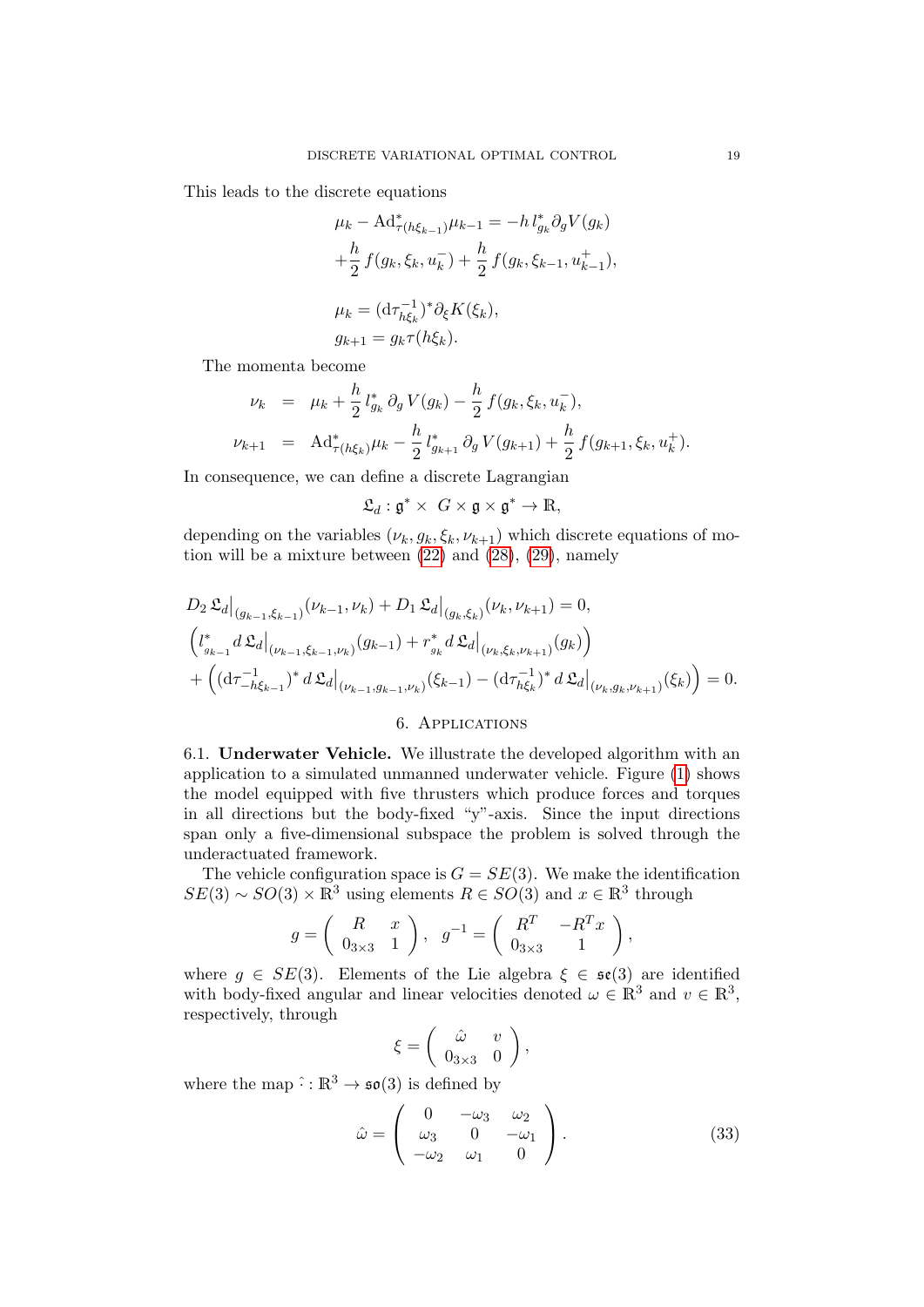This leads to the discrete equations

$$
\begin{aligned}
&\mu_k - \mathrm{Ad}^*_{\tau(h\xi_{k-1})}\mu_{k-1} = -h\, l^*_{g_k}\partial_g V(g_k) \\
&+\frac{h}{2}\, f(g_k, \xi_k, u_k^-) + \frac{h}{2}\, f(g_k, \xi_{k-1}, u_{k-1}^+),
\end{aligned}
$$

$$
\begin{aligned}
&\mu_k = (\mathrm{d}\tau^{-1}_{h\xi_k})^* \partial_\xi K(\xi_k), \\
&g_{k+1} = g_k \tau(h\xi_k).
\end{aligned}
$$

The momenta become

$$
\begin{aligned}
\nu_k &= \mu_k + \frac{h}{2}\, l^*_{g_k}\, \partial_g\, V(g_k) - \frac{h}{2}\, f(g_k, \xi_k, u_k^-), \\
\nu_{k+1} &= \mathrm{Ad}^*_{\tau(h\xi_k)}\mu_k - \frac{h}{2}\, l^*_{g_{k+1}}\, \partial_g\, V(g_{k+1}) + \frac{h}{2}\, f(g_{k+1}, \xi_k, u_k^+).
\end{aligned}
$$

In consequence, we can define a discrete Lagrangian

$$
\mathfrak{L}_d : \mathfrak{g}^* \times\ G \times \mathfrak{g} \times \mathfrak{g}^* \to \mathbb{R},
$$

depending on the variables $(\nu_k, g_k, \xi_k, \nu_{k+1})$ which discrete equations of motion will be a mixture between (22) and (28), (29), namely

$$
\begin{aligned}
&D_2\, \mathfrak{L}_d\big|_{(g_{k-1},\xi_{k-1})}(\nu_{k-1}, \nu_k) + D_1\, \mathfrak{L}_d\big|_{(g_k,\xi_k)}(\nu_k, \nu_{k+1}) = 0, \\
&\Big( l^*_{g_{k-1}}\, d\, \mathfrak{L}_d\big|_{(\nu_{k-1},\xi_{k-1},\nu_k)}(g_{k-1}) + r^*_{g_k}\, d\, \mathfrak{L}_d\big|_{(\nu_k,\xi_k,\nu_{k+1})}(g_k) \Big) \\
&+ \Big( (\mathrm{d}\tau^{-1}_{-h\xi_{k-1}})^*\, d\, \mathfrak{L}_d\big|_{(\nu_{k-1},g_{k-1},\nu_k)}(\xi_{k-1}) - (\mathrm{d}\tau^{-1}_{h\xi_k})^*\, d\, \mathfrak{L}_d\big|_{(\nu_k,g_k,\nu_{k+1})}(\xi_k) \Big) = 0.
\end{aligned}
$$

## 6. Applications

6.1. **Underwater Vehicle.** We illustrate the developed algorithm with an application to a simulated unmanned underwater vehicle. Figure (1) shows the model equipped with five thrusters which produce forces and torques in all directions but the body-fixed "y"-axis. Since the input directions span only a five-dimensional subspace the problem is solved through the underactuated framework.

The vehicle configuration space is $G = SE(3)$. We make the identification $SE(3) \sim SO(3) \times \mathbb{R}^3$ using elements $R \in SO(3)$ and $x \in \mathbb{R}^3$ through

$$
g = \begin{pmatrix} R & x \\ 0_{3\times 3} & 1 \end{pmatrix}, \quad g^{-1} = \begin{pmatrix} R^T & -R^T x \\ 0_{3\times 3} & 1 \end{pmatrix},
$$

where $g \in SE(3)$. Elements of the Lie algebra $\xi \in \mathfrak{se}(3)$ are identified with body-fixed angular and linear velocities denoted $\omega \in \mathbb{R}^3$ and $v \in \mathbb{R}^3$, respectively, through

$$
\xi = \begin{pmatrix} \hat{\omega} & v \\ 0_{3\times 3} & 0 \end{pmatrix},
$$

where the map $\hat{\cdot} : \mathbb{R}^3 \to \mathfrak{so}(3)$ is defined by

$$
\hat{\omega} = \begin{pmatrix} 0 & -\omega_3 & \omega_2 \\ \omega_3 & 0 & -\omega_1 \\ -\omega_2 & \omega_1 & 0 \end{pmatrix}. \tag{33}
$$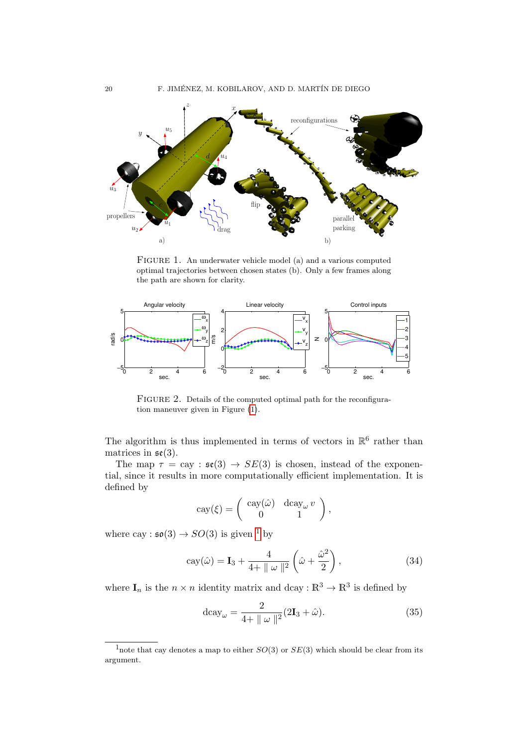FIGURE 1. An underwater vehicle model (a) and a various computed optimal trajectories between chosen states (b). Only a few frames along the path are shown for clarity.

FIGURE 2. Details of the computed optimal path for the reconfiguration maneuver given in Figure (1).

The algorithm is thus implemented in terms of vectors in $\mathbb{R}^6$ rather than matrices in $\mathfrak{se}(3)$.

The map $\tau = \text{cay} : \mathfrak{se}(3) \to SE(3)$ is chosen, instead of the exponential, since it results in more computationally efficient implementation. It is defined by

$$\text{cay}(\xi) = \begin{pmatrix} \text{cay}(\hat{\omega}) & \text{dcay}_\omega \, v \\ 0 & 1 \end{pmatrix},$$

where $\text{cay} : \mathfrak{so}(3) \to SO(3)$ is given [1] by

$$\text{cay}(\hat{\omega}) = \mathbf{I}_3 + \frac{4}{4 + \parallel \omega \parallel^2} \left( \hat{\omega} + \frac{\hat{\omega}^2}{2} \right), \tag{34}$$

where $\mathbf{I}_n$ is the $n \times n$ identity matrix and $\text{dcay} : \mathbb{R}^3 \to \mathbb{R}^3$ is defined by

$$\text{dcay}_\omega = \frac{2}{4 + \parallel \omega \parallel^2} (2\mathbf{I}_3 + \hat{\omega}). \tag{35}$$

[1] note that cay denotes a map to either $SO(3)$ or $SE(3)$ which should be clear from its argument.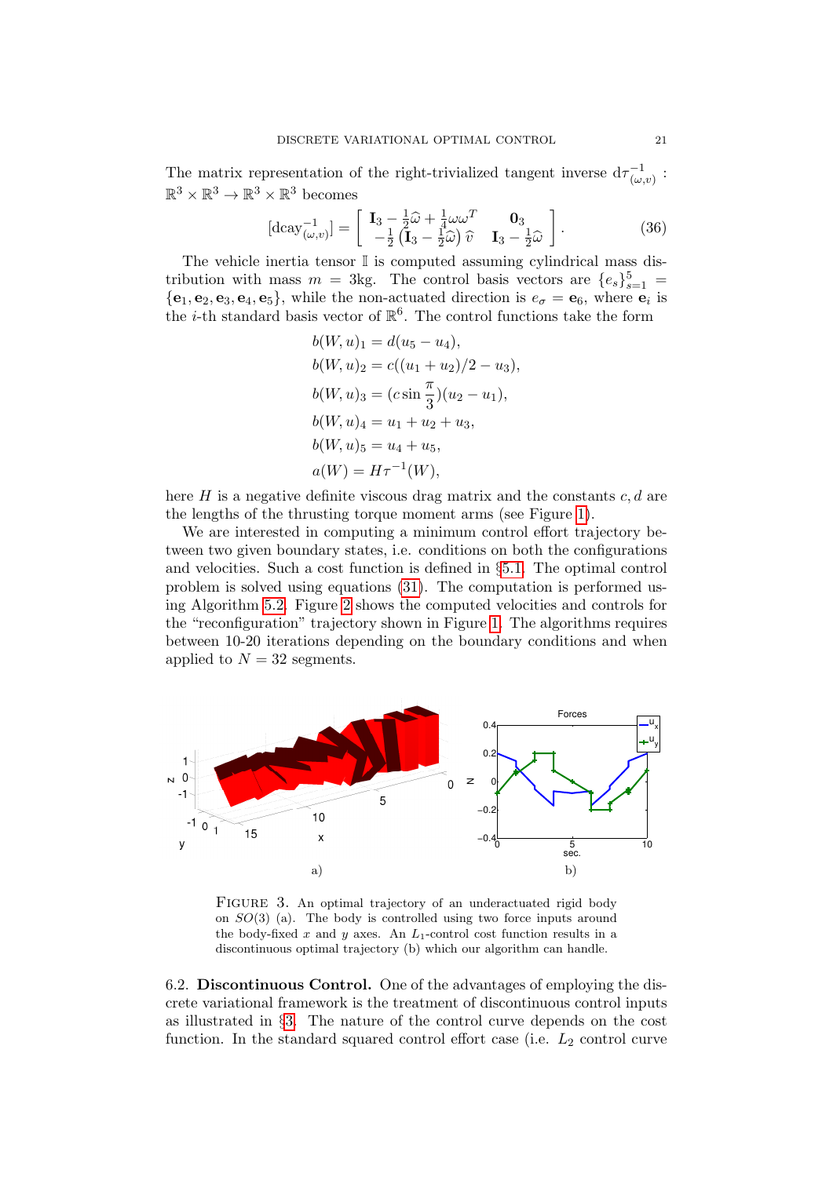The matrix representation of the right-trivialized tangent inverse $\mathrm{d}\tau^{-1}_{(\omega,v)}$ : $\mathbb{R}^3 \times \mathbb{R}^3 \to \mathbb{R}^3 \times \mathbb{R}^3$ becomes

$$[\mathrm{dcay}^{-1}_{(\omega,v)}] = \begin{bmatrix} \mathbf{I}_3 - \frac{1}{2}\widehat{\omega} + \frac{1}{4}\omega\omega^T & \mathbf{0}_3 \\ -\frac{1}{2}\left(\mathbf{I}_3 - \frac{1}{2}\widehat{\omega}\right)\widehat{v} & \mathbf{I}_3 - \frac{1}{2}\widehat{\omega} \end{bmatrix}. \tag{36}$$

The vehicle inertia tensor $\mathbb{I}$ is computed assuming cylindrical mass distribution with mass $m = 3$kg. The control basis vectors are $\{e_s\}_{s=1}^5 = \{\mathbf{e}_1, \mathbf{e}_2, \mathbf{e}_3, \mathbf{e}_4, \mathbf{e}_5\}$, while the non-actuated direction is $e_\sigma = \mathbf{e}_6$, where $\mathbf{e}_i$ is the $i$-th standard basis vector of $\mathbb{R}^6$. The control functions take the form

$$\begin{aligned}
b(W,u)_1 &= d(u_5 - u_4),\\
b(W,u)_2 &= c((u_1 + u_2)/2 - u_3),\\
b(W,u)_3 &= (c \sin\frac{\pi}{3})(u_2 - u_1),\\
b(W,u)_4 &= u_1 + u_2 + u_3,\\
b(W,u)_5 &= u_4 + u_5,\\
a(W) &= H\tau^{-1}(W),
\end{aligned}$$

here $H$ is a negative definite viscous drag matrix and the constants $c, d$ are the lengths of the thrusting torque moment arms (see Figure 1).

We are interested in computing a minimum control effort trajectory between two given boundary states, i.e. conditions on both the configurations and velocities. Such a cost function is defined in §5.1. The optimal control problem is solved using equations (31). The computation is performed using Algorithm 5.2. Figure 2 shows the computed velocities and controls for the "reconfiguration" trajectory shown in Figure 1. The algorithms requires between 10-20 iterations depending on the boundary conditions and when applied to $N = 32$ segments.

FIGURE 3. An optimal trajectory of an underactuated rigid body on $SO(3)$ (a). The body is controlled using two force inputs around the body-fixed $x$ and $y$ axes. An $L_1$-control cost function results in a discontinuous optimal trajectory (b) which our algorithm can handle.

6.2. **Discontinuous Control.** One of the advantages of employing the discrete variational framework is the treatment of discontinuous control inputs as illustrated in §3. The nature of the control curve depends on the cost function. In the standard squared control effort case (i.e. $L_2$ control curve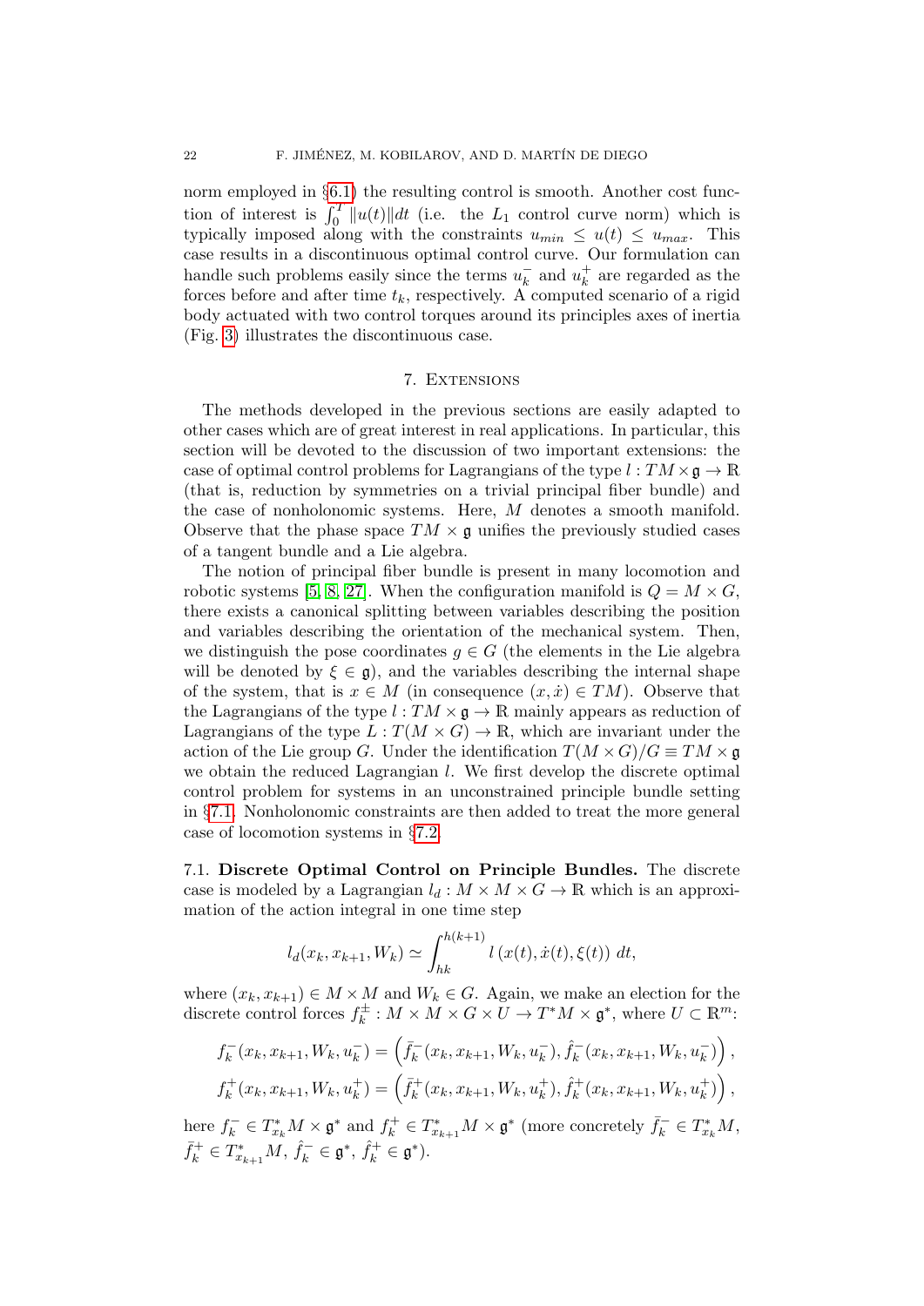norm employed in §6.1) the resulting control is smooth. Another cost function of interest is $\int_0^T \|u(t)\| dt$ (i.e. the $L_1$ control curve norm) which is typically imposed along with the constraints $u_{min} \leq u(t) \leq u_{max}$. This case results in a discontinuous optimal control curve. Our formulation can handle such problems easily since the terms $u_k^-$ and $u_k^+$ are regarded as the forces before and after time $t_k$, respectively. A computed scenario of a rigid body actuated with two control torques around its principles axes of inertia (Fig. 3) illustrates the discontinuous case.

## 7. Extensions

The methods developed in the previous sections are easily adapted to other cases which are of great interest in real applications. In particular, this section will be devoted to the discussion of two important extensions: the case of optimal control problems for Lagrangians of the type $l : TM \times \mathfrak{g} \to \mathbb{R}$ (that is, reduction by symmetries on a trivial principal fiber bundle) and the case of nonholonomic systems. Here, $M$ denotes a smooth manifold. Observe that the phase space $TM \times \mathfrak{g}$ unifies the previously studied cases of a tangent bundle and a Lie algebra.

The notion of principal fiber bundle is present in many locomotion and robotic systems [5, 8, 27]. When the configuration manifold is $Q = M \times G$, there exists a canonical splitting between variables describing the position and variables describing the orientation of the mechanical system. Then, we distinguish the pose coordinates $g \in G$ (the elements in the Lie algebra will be denoted by $\xi \in \mathfrak{g}$), and the variables describing the internal shape of the system, that is $x \in M$ (in consequence $(x, \dot{x}) \in TM$). Observe that the Lagrangians of the type $l : TM \times \mathfrak{g} \to \mathbb{R}$ mainly appears as reduction of Lagrangians of the type $L : T(M \times G) \to \mathbb{R}$, which are invariant under the action of the Lie group $G$. Under the identification $T(M \times G)/G \equiv TM \times \mathfrak{g}$ we obtain the reduced Lagrangian $l$. We first develop the discrete optimal control problem for systems in an unconstrained principle bundle setting in §7.1. Nonholonomic constraints are then added to treat the more general case of locomotion systems in §7.2.

**7.1. Discrete Optimal Control on Principle Bundles.** The discrete case is modeled by a Lagrangian $l_d : M \times M \times G \to \mathbb{R}$ which is an approximation of the action integral in one time step

$$l_d(x_k, x_{k+1}, W_k) \simeq \int_{hk}^{h(k+1)} l\left(x(t), \dot{x}(t), \xi(t)\right) \, dt,$$

where $(x_k, x_{k+1}) \in M \times M$ and $W_k \in G$. Again, we make an election for the discrete control forces $f_k^{\pm} : M \times M \times G \times U \to T^*M \times \mathfrak{g}^*$, where $U \subset \mathbb{R}^m$:

$$f_k^-(x_k, x_{k+1}, W_k, u_k^-) = \left(\bar{f}_k^-(x_k, x_{k+1}, W_k, u_k^-), \hat{f}_k^-(x_k, x_{k+1}, W_k, u_k^-)\right),$$

$$f_k^+(x_k, x_{k+1}, W_k, u_k^+) = \left(\bar{f}_k^+(x_k, x_{k+1}, W_k, u_k^+), \hat{f}_k^+(x_k, x_{k+1}, W_k, u_k^+)\right),$$

here $f_k^- \in T^*_{x_k} M \times \mathfrak{g}^*$ and $f_k^+ \in T^*_{x_{k+1}} M \times \mathfrak{g}^*$ (more concretely $\bar{f}_k^- \in T^*_{x_k} M$, $\bar{f}_k^+ \in T^*_{x_{k+1}} M$, $\hat{f}_k^- \in \mathfrak{g}^*$, $\hat{f}_k^+ \in \mathfrak{g}^*$).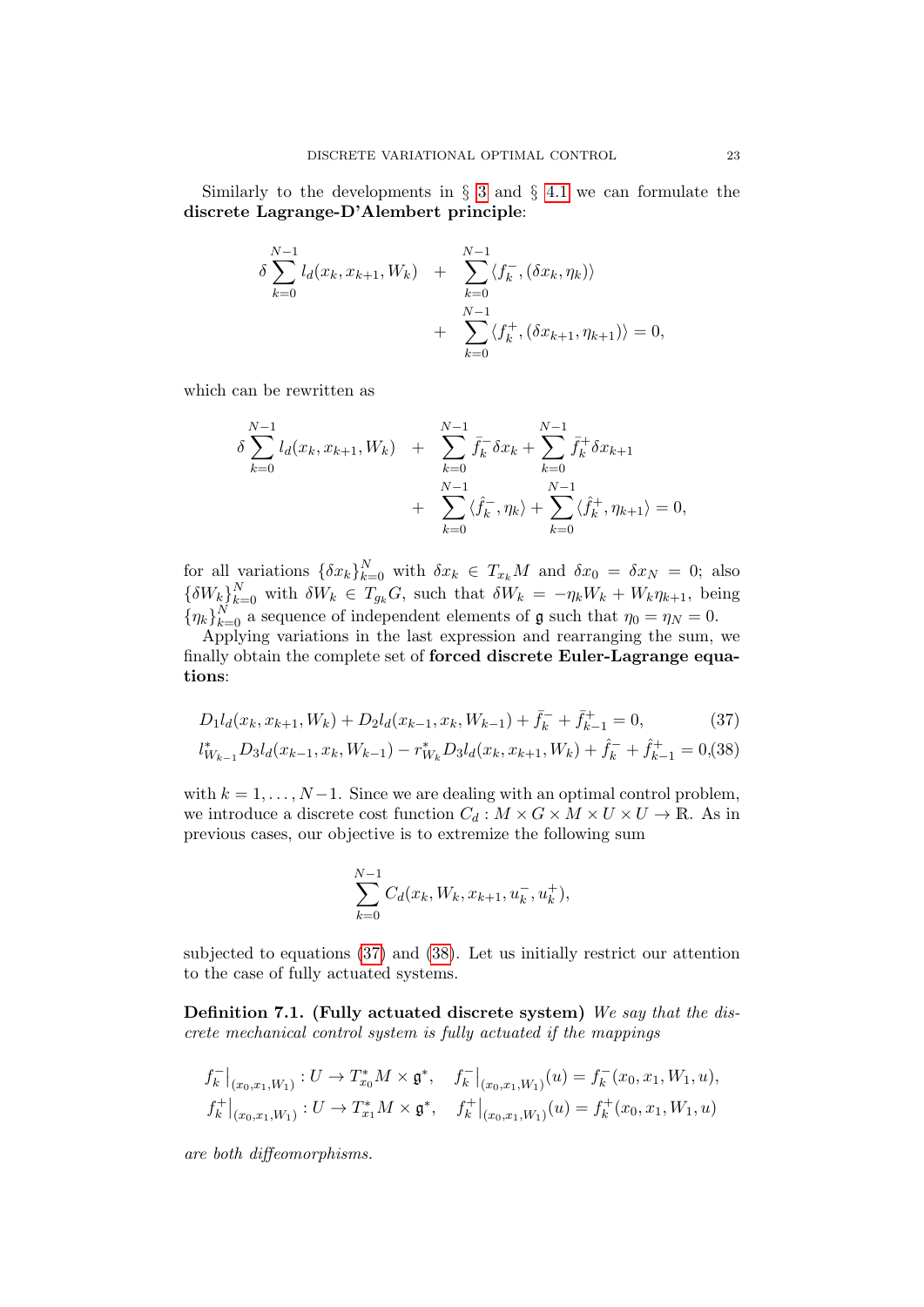Similarly to the developments in § 3 and § 4.1 we can formulate the **discrete Lagrange-D'Alembert principle**:

$$
\begin{aligned}
\delta \sum_{k=0}^{N-1} l_d(x_k, x_{k+1}, W_k) \quad &+ \quad \sum_{k=0}^{N-1} \langle f_k^-, (\delta x_k, \eta_k) \rangle \\
&+ \quad \sum_{k=0}^{N-1} \langle f_k^+, (\delta x_{k+1}, \eta_{k+1}) \rangle = 0,
\end{aligned}
$$

which can be rewritten as

$$
\begin{aligned}
\delta \sum_{k=0}^{N-1} l_d(x_k, x_{k+1}, W_k) \quad &+ \quad \sum_{k=0}^{N-1} \bar{f}_k^- \delta x_k + \sum_{k=0}^{N-1} \bar{f}_k^+ \delta x_{k+1} \\
&+ \quad \sum_{k=0}^{N-1} \langle \hat{f}_k^-, \eta_k \rangle + \sum_{k=0}^{N-1} \langle \hat{f}_k^+, \eta_{k+1} \rangle = 0,
\end{aligned}
$$

for all variations $\{\delta x_k\}_{k=0}^N$ with $\delta x_k \in T_{x_k} M$ and $\delta x_0 = \delta x_N = 0$; also $\{\delta W_k\}_{k=0}^N$ with $\delta W_k \in T_{g_k} G$, such that $\delta W_k = -\eta_k W_k + W_k \eta_{k+1}$, being $\{\eta_k\}_{k=0}^N$ a sequence of independent elements of $\mathfrak{g}$ such that $\eta_0 = \eta_N = 0$.

Applying variations in the last expression and rearranging the sum, we finally obtain the complete set of **forced discrete Euler-Lagrange equations**:

$$
D_1 l_d(x_k, x_{k+1}, W_k) + D_2 l_d(x_{k-1}, x_k, W_{k-1}) + \bar{f}_k^- + \bar{f}_{k-1}^+ = 0, \tag{37}
$$

$$
l_{W_{k-1}}^* D_3 l_d(x_{k-1}, x_k, W_{k-1}) - r_{W_k}^* D_3 l_d(x_k, x_{k+1}, W_k) + \hat{f}_k^- + \hat{f}_{k-1}^+ = 0, \tag{38}
$$

with $k = 1, \ldots, N-1$. Since we are dealing with an optimal control problem, we introduce a discrete cost function $C_d : M \times G \times M \times U \times U \to \mathbb{R}$. As in previous cases, our objective is to extremize the following sum

$$
\sum_{k=0}^{N-1} C_d(x_k, W_k, x_{k+1}, u_k^-, u_k^+),
$$

subjected to equations (37) and (38). Let us initially restrict our attention to the case of fully actuated systems.

**Definition 7.1. (Fully actuated discrete system)** *We say that the discrete mechanical control system is fully actuated if the mappings*

$$
f_k^-\big|_{(x_0, x_1, W_1)} : U \to T_{x_0}^* M \times \mathfrak{g}^*, \quad f_k^-\big|_{(x_0, x_1, W_1)}(u) = f_k^-(x_0, x_1, W_1, u),
$$

$$
f_k^+\big|_{(x_0, x_1, W_1)} : U \to T_{x_1}^* M \times \mathfrak{g}^*, \quad f_k^+\big|_{(x_0, x_1, W_1)}(u) = f_k^+(x_0, x_1, W_1, u)
$$

*are both diffeomorphisms.*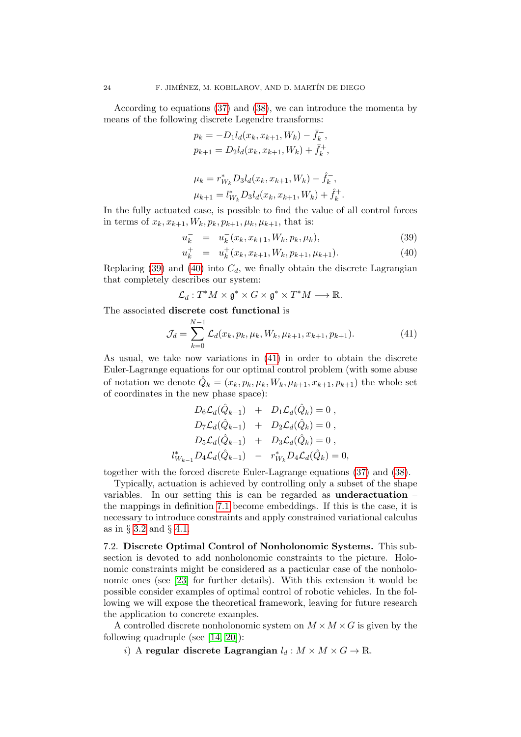According to equations (37) and (38), we can introduce the momenta by means of the following discrete Legendre transforms:

$$
\begin{aligned}
p_k &= -D_1 l_d(x_k, x_{k+1}, W_k) - \bar{f}_k^-, \\
p_{k+1} &= D_2 l_d(x_k, x_{k+1}, W_k) + \bar{f}_k^+,
\end{aligned}
$$

$$
\begin{aligned}
\mu_k &= r_{W_k}^* D_3 l_d(x_k, x_{k+1}, W_k) - \hat{f}_k^-, \\
\mu_{k+1} &= l_{W_k}^* D_3 l_d(x_k, x_{k+1}, W_k) + \hat{f}_k^+.
\end{aligned}
$$

In the fully actuated case, is possible to find the value of all control forces in terms of $x_k, x_{k+1}, W_k, p_k, p_{k+1}, \mu_k, \mu_{k+1}$, that is:

$$
u_k^- = u_k^-(x_k, x_{k+1}, W_k, p_k, \mu_k), \tag{39}
$$

$$
u_k^+ = u_k^+(x_k, x_{k+1}, W_k, p_{k+1}, \mu_{k+1}). \tag{40}
$$

Replacing (39) and (40) into $C_d$, we finally obtain the discrete Lagrangian that completely describes our system:

$$
\mathcal{L}_d : T^*M \times \mathfrak{g}^* \times G \times \mathfrak{g}^* \times T^*M \longrightarrow \mathbb{R}.
$$

The associated **discrete cost functional** is

$$
\mathcal{J}_d = \sum_{k=0}^{N-1} \mathcal{L}_d(x_k, p_k, \mu_k, W_k, \mu_{k+1}, x_{k+1}, p_{k+1}). \tag{41}
$$

As usual, we take now variations in (41) in order to obtain the discrete Euler-Lagrange equations for our optimal control problem (with some abuse of notation we denote $\hat{Q}_k = (x_k, p_k, \mu_k, W_k, \mu_{k+1}, x_{k+1}, p_{k+1})$ the whole set of coordinates in the new phase space):

$$
\begin{aligned}
D_6\mathcal{L}_d(\hat{Q}_{k-1}) &+ D_1\mathcal{L}_d(\hat{Q}_k) = 0\,, \\
D_7\mathcal{L}_d(\hat{Q}_{k-1}) &+ D_2\mathcal{L}_d(\hat{Q}_k) = 0\,, \\
D_5\mathcal{L}_d(\hat{Q}_{k-1}) &+ D_3\mathcal{L}_d(\hat{Q}_k) = 0\,, \\
l_{W_{k-1}}^* D_4\mathcal{L}_d(\hat{Q}_{k-1}) &- r_{W_k}^* D_4\mathcal{L}_d(\hat{Q}_k) = 0,
\end{aligned}
$$

together with the forced discrete Euler-Lagrange equations (37) and (38).

Typically, actuation is achieved by controlling only a subset of the shape variables. In our setting this is can be regarded as **underactuation** – the mappings in definition 7.1 become embeddings. If this is the case, it is necessary to introduce constraints and apply constrained variational calculus as in § 3.2 and § 4.1.

7.2. **Discrete Optimal Control of Nonholonomic Systems.** This subsection is devoted to add nonholonomic constraints to the picture. Holonomic constraints might be considered as a pacticular case of the nonholonomic ones (see [23] for further details). With this extension it would be possible consider examples of optimal control of robotic vehicles. In the following we will expose the theoretical framework, leaving for future research the application to concrete examples.

A controlled discrete nonholonomic system on $M \times M \times G$ is given by the following quadruple (see [14, 20]):

*i)* A **regular discrete Lagrangian** $l_d : M \times M \times G \to \mathbb{R}$.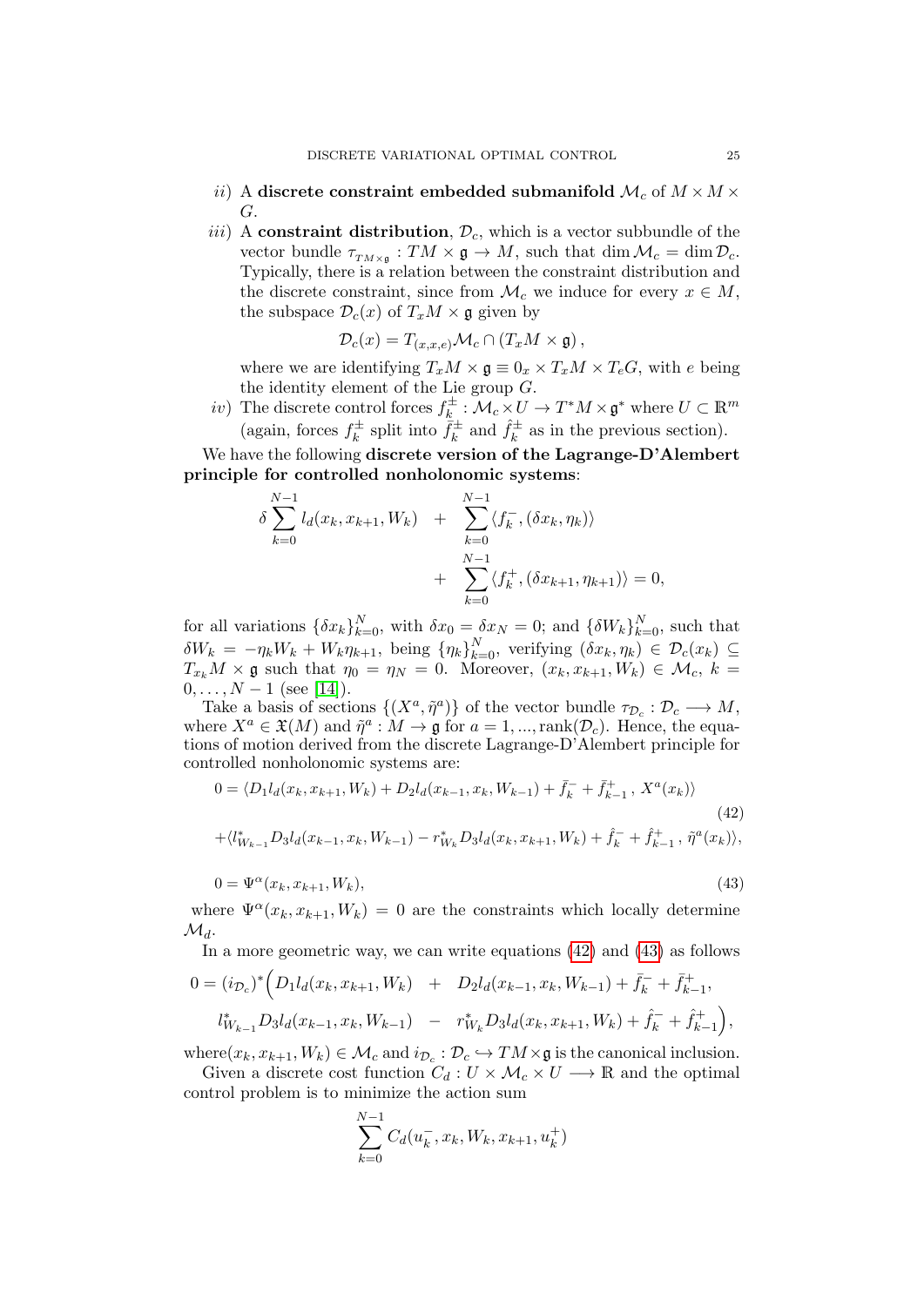*ii)* A **discrete constraint embedded submanifold** $\mathcal{M}_c$ of $M \times M \times G$.

*iii)* A **constraint distribution**, $\mathcal{D}_c$, which is a vector subbundle of the vector bundle $\tau_{TM\times\mathfrak{g}} : TM \times \mathfrak{g} \to M$, such that $\dim \mathcal{M}_c = \dim \mathcal{D}_c$. Typically, there is a relation between the constraint distribution and the discrete constraint, since from $\mathcal{M}_c$ we induce for every $x \in M$, the subspace $\mathcal{D}_c(x)$ of $T_xM \times \mathfrak{g}$ given by

$$\mathcal{D}_c(x) = T_{(x,x,e)}\mathcal{M}_c \cap (T_xM \times \mathfrak{g}) ,$$

where we are identifying $T_xM \times \mathfrak{g} \equiv 0_x \times T_xM \times T_eG$, with $e$ being the identity element of the Lie group $G$.

*iv)* The discrete control forces $f_k^{\pm} : \mathcal{M}_c \times U \to T^*M \times \mathfrak{g}^*$ where $U \subset \mathbb{R}^m$ (again, forces $f_k^{\pm}$ split into $\bar{f}_k^{\pm}$ and $\hat{f}_k^{\pm}$ as in the previous section).

We have the following **discrete version of the Lagrange-D'Alembert principle for controlled nonholonomic systems**:

$$\begin{aligned}\delta \sum_{k=0}^{N-1} l_d(x_k, x_{k+1}, W_k) \quad &+ \quad \sum_{k=0}^{N-1} \langle f_k^-, (\delta x_k, \eta_k)\rangle \\ &+ \quad \sum_{k=0}^{N-1} \langle f_k^+, (\delta x_{k+1}, \eta_{k+1})\rangle = 0,\end{aligned}$$

for all variations $\{\delta x_k\}_{k=0}^N$, with $\delta x_0 = \delta x_N = 0$; and $\{\delta W_k\}_{k=0}^N$, such that $\delta W_k = -\eta_k W_k + W_k \eta_{k+1}$, being $\{\eta_k\}_{k=0}^N$, verifying $(\delta x_k, \eta_k) \in \mathcal{D}_c(x_k) \subseteq T_{x_k}M \times \mathfrak{g}$ such that $\eta_0 = \eta_N = 0$. Moreover, $(x_k, x_{k+1}, W_k) \in \mathcal{M}_c$, $k = 0, \dots, N-1$ (see [14]).

Take a basis of sections $\{(X^a, \tilde{\eta}^a)\}$ of the vector bundle $\tau_{\mathcal{D}_c} : \mathcal{D}_c \longrightarrow M$, where $X^a \in \mathfrak{X}(M)$ and $\tilde{\eta}^a : M \to \mathfrak{g}$ for $a = 1, ..., \mathrm{rank}(\mathcal{D}_c)$. Hence, the equations of motion derived from the discrete Lagrange-D'Alembert principle for controlled nonholonomic systems are:

$$\begin{aligned}0 &= \langle D_1 l_d(x_k, x_{k+1}, W_k) + D_2 l_d(x_{k-1}, x_k, W_{k-1}) + \bar{f}_k^- + \bar{f}_{k-1}^+ \, , \, X^a(x_k)\rangle \\ &+ \langle l^*_{W_{k-1}} D_3 l_d(x_{k-1}, x_k, W_{k-1}) - r^*_{W_k} D_3 l_d(x_k, x_{k+1}, W_k) + \hat{f}_k^- + \hat{f}_{k-1}^+ \, , \, \tilde{\eta}^a(x_k)\rangle,\end{aligned} \tag{42}$$

$$0 = \Psi^{\alpha}(x_k, x_{k+1}, W_k), \tag{43}$$

where $\Psi^{\alpha}(x_k, x_{k+1}, W_k) = 0$ are the constraints which locally determine $\mathcal{M}_d$.

In a more geometric way, we can write equations (42) and (43) as follows

$$\begin{aligned}0 = (i_{\mathcal{D}_c})^* \Big( D_1 l_d(x_k, x_{k+1}, W_k) \quad &+ \quad D_2 l_d(x_{k-1}, x_k, W_{k-1}) + \bar{f}_k^- + \bar{f}_{k-1}^+, \\ l^*_{W_{k-1}} D_3 l_d(x_{k-1}, x_k, W_{k-1}) \quad &- \quad r^*_{W_k} D_3 l_d(x_k, x_{k+1}, W_k) + \hat{f}_k^- + \hat{f}_{k-1}^+ \Big),\end{aligned}$$

where$(x_k, x_{k+1}, W_k) \in \mathcal{M}_c$ and $i_{\mathcal{D}_c} : \mathcal{D}_c \hookrightarrow TM \times \mathfrak{g}$ is the canonical inclusion.

Given a discrete cost function $C_d : U \times \mathcal{M}_c \times U \longrightarrow \mathbb{R}$ and the optimal control problem is to minimize the action sum

$$\sum_{k=0}^{N-1} C_d(u_k^-, x_k, W_k, x_{k+1}, u_k^+)$$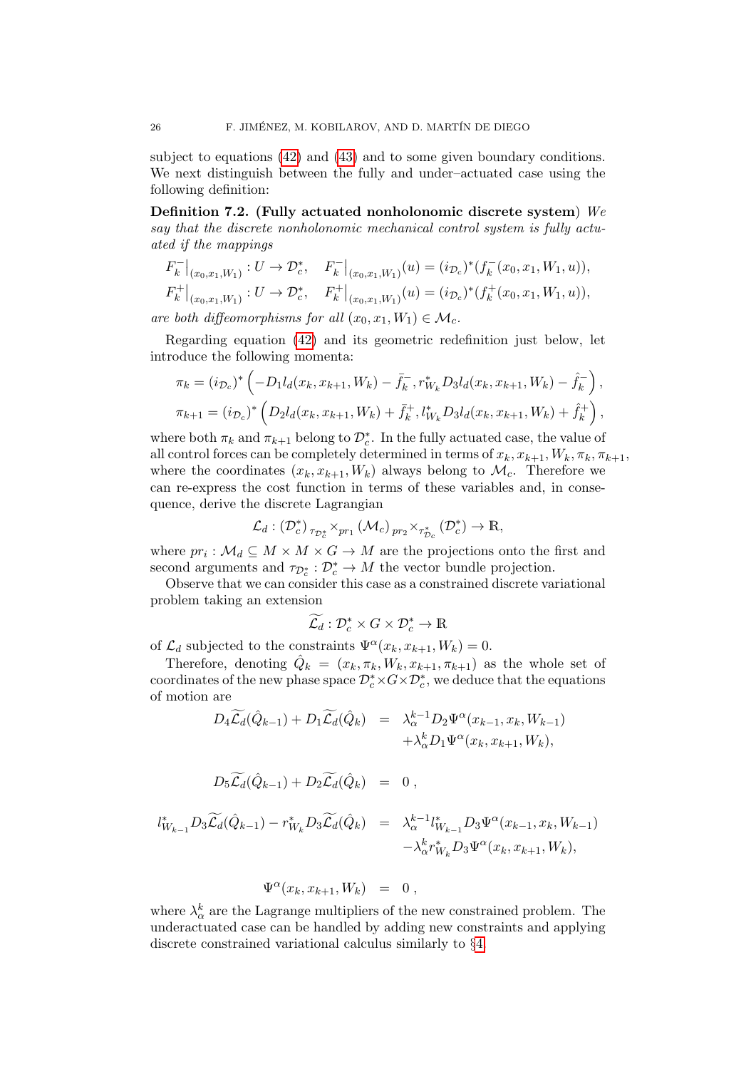subject to equations (42) and (43) and to some given boundary conditions. We next distinguish between the fully and under–actuated case using the following definition:

**Definition 7.2. (Fully actuated nonholonomic discrete system)** *We say that the discrete nonholonomic mechanical control system is fully actuated if the mappings*

$$F_k^-\big|_{(x_0,x_1,W_1)} : U \to \mathcal{D}_c^*, \quad F_k^-\big|_{(x_0,x_1,W_1)}(u) = (i_{\mathcal{D}_c})^*(f_k^-(x_0,x_1,W_1,u)),$$
$$F_k^+\big|_{(x_0,x_1,W_1)} : U \to \mathcal{D}_c^*, \quad F_k^+\big|_{(x_0,x_1,W_1)}(u) = (i_{\mathcal{D}_c})^*(f_k^+(x_0,x_1,W_1,u)),$$

*are both diffeomorphisms for all* $(x_0,x_1,W_1)\in\mathcal{M}_c$.

Regarding equation (42) and its geometric redefinition just below, let introduce the following momenta:

$$\pi_k = (i_{\mathcal{D}_c})^*\left(-D_1 l_d(x_k,x_{k+1},W_k) - \bar{f}_k^-, r^*_{W_k} D_3 l_d(x_k,x_{k+1},W_k) - \hat{f}_k^-\right),$$
$$\pi_{k+1} = (i_{\mathcal{D}_c})^*\left(D_2 l_d(x_k,x_{k+1},W_k) + \bar{f}_k^+, l^*_{W_k} D_3 l_d(x_k,x_{k+1},W_k) + \hat{f}_k^+\right),$$

where both $\pi_k$ and $\pi_{k+1}$ belong to $\mathcal{D}_c^*$. In the fully actuated case, the value of all control forces can be completely determined in terms of $x_k, x_{k+1}, W_k, \pi_k, \pi_{k+1}$, where the coordinates $(x_k,x_{k+1},W_k)$ always belong to $\mathcal{M}_c$. Therefore we can re-express the cost function in terms of these variables and, in consequence, derive the discrete Lagrangian

$$\mathcal{L}_d : (\mathcal{D}_c^*)\,{}_{\tau_{\mathcal{D}_c^*}}\!\times_{pr_1}(\mathcal{M}_c)\,{}_{pr_2}\!\times_{\tau^*_{\mathcal{D}_c}}(\mathcal{D}_c^*) \to \mathbb{R},$$

where $pr_i : \mathcal{M}_d \subseteq M\times M\times G \to M$ are the projections onto the first and second arguments and $\tau_{\mathcal{D}_c^*} : \mathcal{D}_c^* \to M$ the vector bundle projection.

Observe that we can consider this case as a constrained discrete variational problem taking an extension

$$\widetilde{\mathcal{L}_d} : \mathcal{D}_c^* \times G \times \mathcal{D}_c^* \to \mathbb{R}$$

of $\mathcal{L}_d$ subjected to the constraints $\Psi^\alpha(x_k,x_{k+1},W_k)=0$.

Therefore, denoting $\hat{Q}_k = (x_k,\pi_k,W_k,x_{k+1},\pi_{k+1})$ as the whole set of coordinates of the new phase space $\mathcal{D}_c^*\times G\times\mathcal{D}_c^*$, we deduce that the equations of motion are

$$\begin{aligned}
D_4\widetilde{\mathcal{L}_d}(\hat{Q}_{k-1}) + D_1\widetilde{\mathcal{L}_d}(\hat{Q}_k) &= \lambda^{k-1}_\alpha D_2\Psi^\alpha(x_{k-1},x_k,W_{k-1}) \\
&\quad + \lambda^k_\alpha D_1\Psi^\alpha(x_k,x_{k+1},W_k), \\[2mm]
D_5\widetilde{\mathcal{L}_d}(\hat{Q}_{k-1}) + D_2\widetilde{\mathcal{L}_d}(\hat{Q}_k) &= 0\,, \\[2mm]
l^*_{W_{k-1}} D_3\widetilde{\mathcal{L}_d}(\hat{Q}_{k-1}) - r^*_{W_k} D_3\widetilde{\mathcal{L}_d}(\hat{Q}_k) &= \lambda^{k-1}_\alpha l^*_{W_{k-1}} D_3\Psi^\alpha(x_{k-1},x_k,W_{k-1}) \\
&\quad - \lambda^k_\alpha r^*_{W_k} D_3\Psi^\alpha(x_k,x_{k+1},W_k), \\[2mm]
\Psi^\alpha(x_k,x_{k+1},W_k) &= 0\,,
\end{aligned}$$

where $\lambda^k_\alpha$ are the Lagrange multipliers of the new constrained problem. The underactuated case can be handled by adding new constraints and applying discrete constrained variational calculus similarly to §4.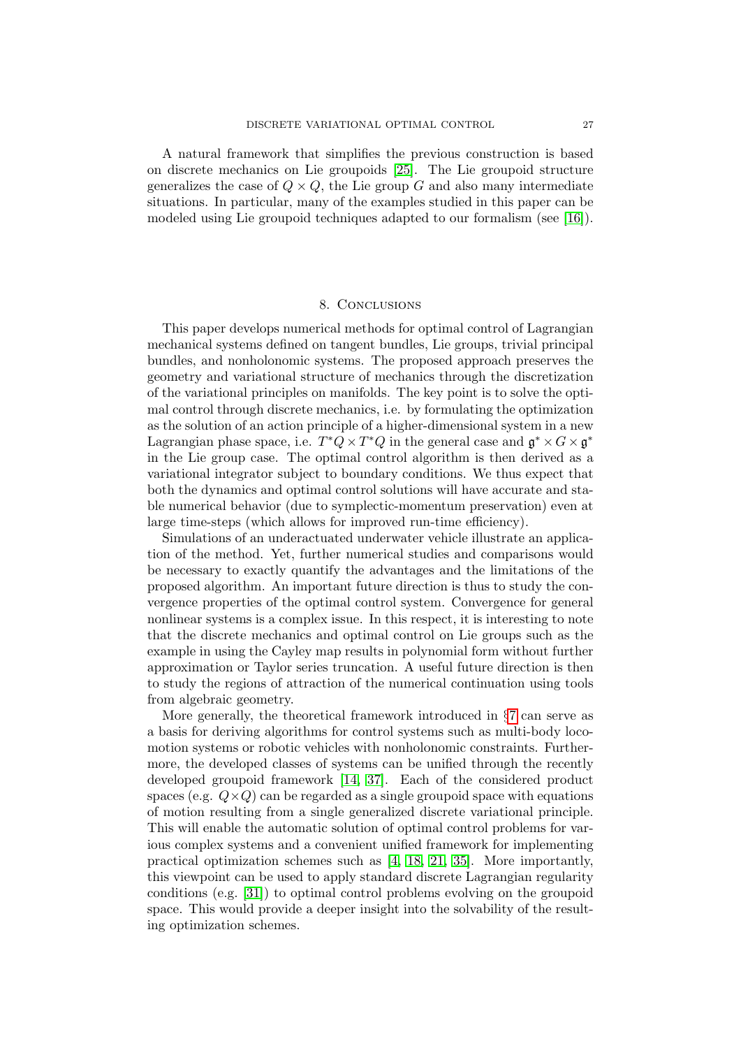A natural framework that simplifies the previous construction is based on discrete mechanics on Lie groupoids [25]. The Lie groupoid structure generalizes the case of $Q \times Q$, the Lie group $G$ and also many intermediate situations. In particular, many of the examples studied in this paper can be modeled using Lie groupoid techniques adapted to our formalism (see [16]).

## 8. Conclusions

This paper develops numerical methods for optimal control of Lagrangian mechanical systems defined on tangent bundles, Lie groups, trivial principal bundles, and nonholonomic systems. The proposed approach preserves the geometry and variational structure of mechanics through the discretization of the variational principles on manifolds. The key point is to solve the optimal control through discrete mechanics, i.e. by formulating the optimization as the solution of an action principle of a higher-dimensional system in a new Lagrangian phase space, i.e. $T^*Q \times T^*Q$ in the general case and $\mathfrak{g}^* \times G \times \mathfrak{g}^*$ in the Lie group case. The optimal control algorithm is then derived as a variational integrator subject to boundary conditions. We thus expect that both the dynamics and optimal control solutions will have accurate and stable numerical behavior (due to symplectic-momentum preservation) even at large time-steps (which allows for improved run-time efficiency).

Simulations of an underactuated underwater vehicle illustrate an application of the method. Yet, further numerical studies and comparisons would be necessary to exactly quantify the advantages and the limitations of the proposed algorithm. An important future direction is thus to study the convergence properties of the optimal control system. Convergence for general nonlinear systems is a complex issue. In this respect, it is interesting to note that the discrete mechanics and optimal control on Lie groups such as the example in using the Cayley map results in polynomial form without further approximation or Taylor series truncation. A useful future direction is then to study the regions of attraction of the numerical continuation using tools from algebraic geometry.

More generally, the theoretical framework introduced in §7 can serve as a basis for deriving algorithms for control systems such as multi-body locomotion systems or robotic vehicles with nonholonomic constraints. Furthermore, the developed classes of systems can be unified through the recently developed groupoid framework [14, 37]. Each of the considered product spaces (e.g. $Q \times Q$) can be regarded as a single groupoid space with equations of motion resulting from a single generalized discrete variational principle. This will enable the automatic solution of optimal control problems for various complex systems and a convenient unified framework for implementing practical optimization schemes such as [4, 18, 21, 35]. More importantly, this viewpoint can be used to apply standard discrete Lagrangian regularity conditions (e.g. [31]) to optimal control problems evolving on the groupoid space. This would provide a deeper insight into the solvability of the resulting optimization schemes.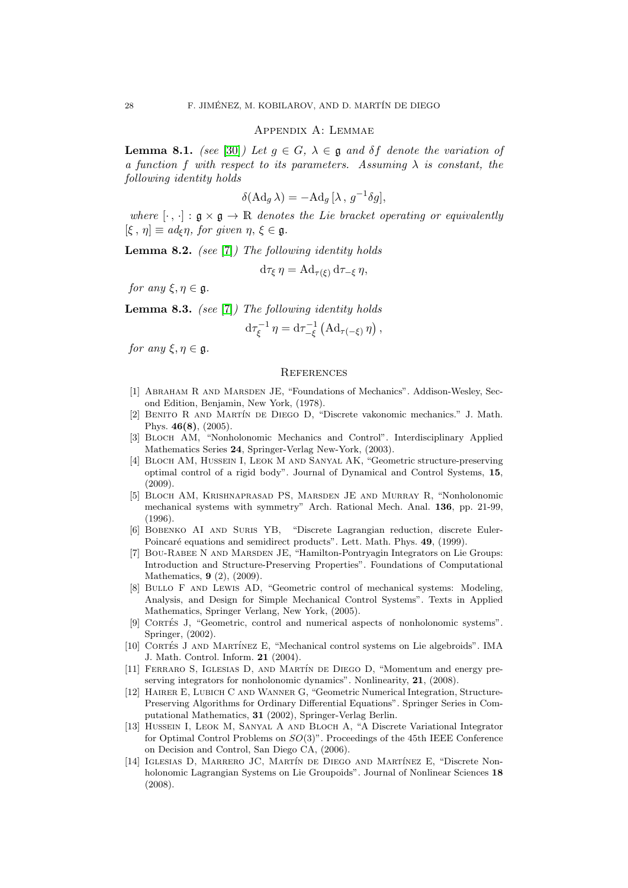## Appendix A: Lemmae

**Lemma 8.1.** *(see [30]) Let $g \in G$, $\lambda \in \mathfrak{g}$ and $\delta f$ denote the variation of a function $f$ with respect to its parameters. Assuming $\lambda$ is constant, the following identity holds*

$$\delta(\mathrm{Ad}_g\,\lambda) = -\mathrm{Ad}_g\,[\lambda\,,\,g^{-1}\delta g],$$

*where $[\cdot\,,\,\cdot] : \mathfrak{g} \times \mathfrak{g} \to \mathbb{R}$ denotes the Lie bracket operating or equivalently $[\xi\,,\,\eta] \equiv ad_\xi \eta$, for given $\eta,\,\xi \in \mathfrak{g}$.*

**Lemma 8.2.** *(see [7]) The following identity holds*

$$\mathrm{d}\tau_\xi\,\eta = \mathrm{Ad}_{\tau(\xi)}\,\mathrm{d}\tau_{-\xi}\,\eta,$$

*for any $\xi, \eta \in \mathfrak{g}$.*

**Lemma 8.3.** *(see [7]) The following identity holds*

$$\mathrm{d}\tau_\xi^{-1}\,\eta = \mathrm{d}\tau_{-\xi}^{-1}\left(\mathrm{Ad}_{\tau(-\xi)}\,\eta\right),$$

*for any $\xi, \eta \in \mathfrak{g}$.*

## References

[1] Abraham R and Marsden JE, "Foundations of Mechanics". Addison-Wesley, Second Edition, Benjamin, New York, (1978).

[2] Benito R and Martín de Diego D, "Discrete vakonomic mechanics." J. Math. Phys. **46(8)**, (2005).

[3] Bloch AM, "Nonholonomic Mechanics and Control". Interdisciplinary Applied Mathematics Series **24**, Springer-Verlag New-York, (2003).

[4] Bloch AM, Hussein I, Leok M and Sanyal AK, "Geometric structure-preserving optimal control of a rigid body". Journal of Dynamical and Control Systems, **15**, (2009).

[5] Bloch AM, Krishnaprasad PS, Marsden JE and Murray R, "Nonholonomic mechanical systems with symmetry" Arch. Rational Mech. Anal. **136**, pp. 21-99, (1996).

[6] Bobenko AI and Suris YB, "Discrete Lagrangian reduction, discrete Euler-Poincaré equations and semidirect products". Lett. Math. Phys. **49**, (1999).

[7] Bou-Rabee N and Marsden JE, "Hamilton-Pontryagin Integrators on Lie Groups: Introduction and Structure-Preserving Properties". Foundations of Computational Mathematics, **9** (2), (2009).

[8] Bullo F and Lewis AD, "Geometric control of mechanical systems: Modeling, Analysis, and Design for Simple Mechanical Control Systems". Texts in Applied Mathematics, Springer Verlang, New York, (2005).

[9] Cortés J, "Geometric, control and numerical aspects of nonholonomic systems". Springer, (2002).

[10] Cortés J and Martínez E, "Mechanical control systems on Lie algebroids". IMA J. Math. Control. Inform. **21** (2004).

[11] Ferraro S, Iglesias D, and Martín de Diego D, "Momentum and energy preserving integrators for nonholonomic dynamics". Nonlinearity, **21**, (2008).

[12] Hairer E, Lubich C and Wanner G, "Geometric Numerical Integration, Structure-Preserving Algorithms for Ordinary Differential Equations". Springer Series in Computational Mathematics, **31** (2002), Springer-Verlag Berlin.

[13] Hussein I, Leok M, Sanyal A and Bloch A, "A Discrete Variational Integrator for Optimal Control Problems on $SO(3)$". Proceedings of the 45th IEEE Conference on Decision and Control, San Diego CA, (2006).

[14] Iglesias D, Marrero JC, Martín de Diego and Martínez E, "Discrete Nonholonomic Lagrangian Systems on Lie Groupoids". Journal of Nonlinear Sciences **18** (2008).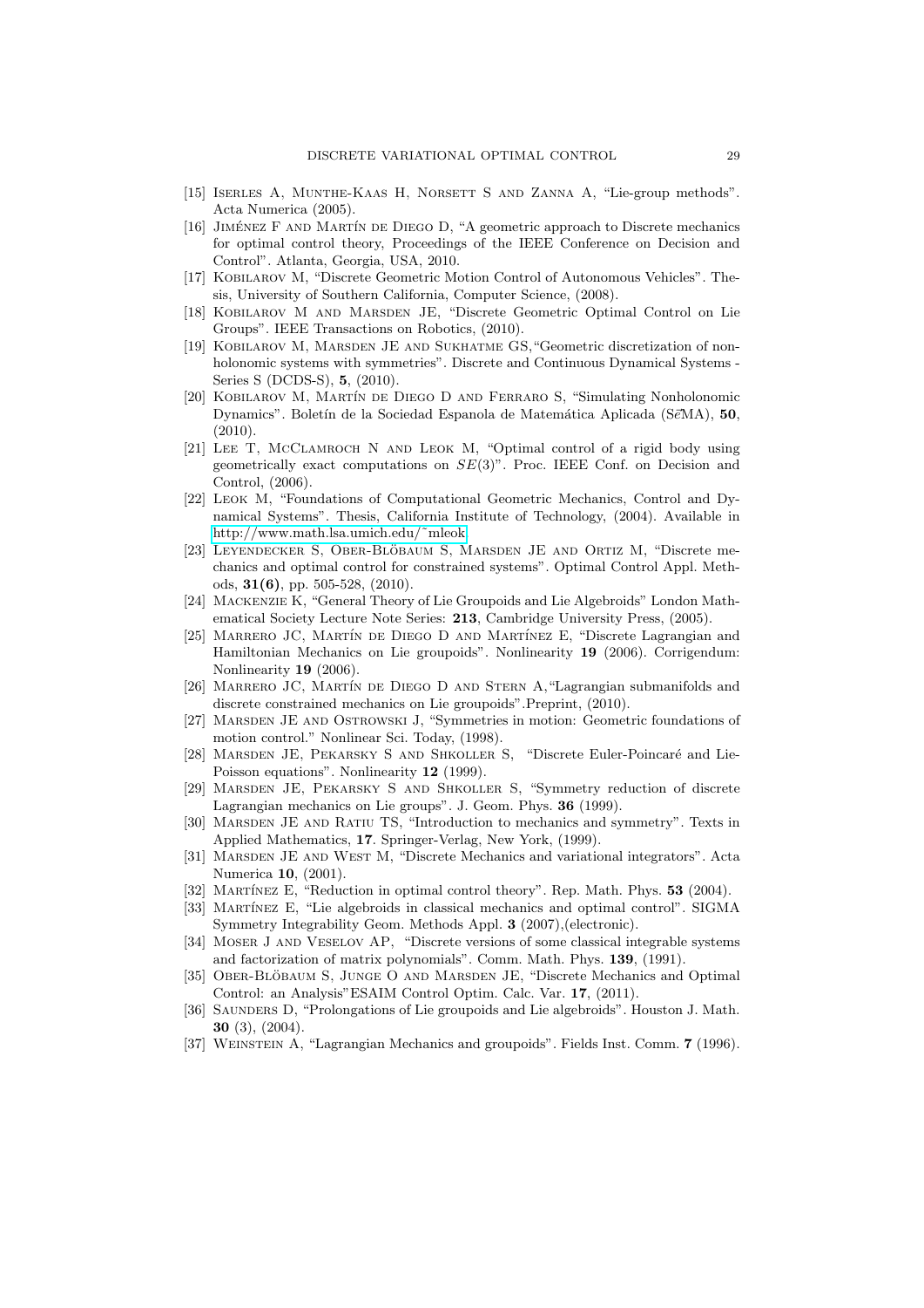[15] Iserles A, Munthe-Kaas H, Norsett S and Zanna A, "Lie-group methods". Acta Numerica (2005).

[16] Jiménez F and Martín de Diego D, "A geometric approach to Discrete mechanics for optimal control theory, Proceedings of the IEEE Conference on Decision and Control". Atlanta, Georgia, USA, 2010.

[17] Kobilarov M, "Discrete Geometric Motion Control of Autonomous Vehicles". Thesis, University of Southern California, Computer Science, (2008).

[18] Kobilarov M and Marsden JE, "Discrete Geometric Optimal Control on Lie Groups". IEEE Transactions on Robotics, (2010).

[19] Kobilarov M, Marsden JE and Sukhatme GS,"Geometric discretization of nonholonomic systems with symmetries". Discrete and Continuous Dynamical Systems - Series S (DCDS-S), **5**, (2010).

[20] Kobilarov M, Martín de Diego D and Ferraro S, "Simulating Nonholonomic Dynamics". Boletín de la Sociedad Espanola de Matemática Aplicada (S$\vec{e}$MA), **50**, (2010).

[21] Lee T, McClamroch N and Leok M, "Optimal control of a rigid body using geometrically exact computations on $SE(3)$". Proc. IEEE Conf. on Decision and Control, (2006).

[22] Leok M, "Foundations of Computational Geometric Mechanics, Control and Dynamical Systems". Thesis, California Institute of Technology, (2004). Available in http://www.math.lsa.umich.edu/˜mleok

[23] Leyendecker S, Ober-Blöbaum S, Marsden JE and Ortiz M, "Discrete mechanics and optimal control for constrained systems". Optimal Control Appl. Methods, **31(6)**, pp. 505-528, (2010).

[24] Mackenzie K, "General Theory of Lie Groupoids and Lie Algebroids" London Mathematical Society Lecture Note Series: **213**, Cambridge University Press, (2005).

[25] Marrero JC, Martín de Diego D and Martínez E, "Discrete Lagrangian and Hamiltonian Mechanics on Lie groupoids". Nonlinearity **19** (2006). Corrigendum: Nonlinearity **19** (2006).

[26] Marrero JC, Martín de Diego D and Stern A,"Lagrangian submanifolds and discrete constrained mechanics on Lie groupoids".Preprint, (2010).

[27] Marsden JE and Ostrowski J, "Symmetries in motion: Geometric foundations of motion control." Nonlinear Sci. Today, (1998).

[28] Marsden JE, Pekarsky S and Shkoller S, "Discrete Euler-Poincaré and Lie-Poisson equations". Nonlinearity **12** (1999).

[29] Marsden JE, Pekarsky S and Shkoller S, "Symmetry reduction of discrete Lagrangian mechanics on Lie groups". J. Geom. Phys. **36** (1999).

[30] Marsden JE and Ratiu TS, "Introduction to mechanics and symmetry". Texts in Applied Mathematics, **17**. Springer-Verlag, New York, (1999).

[31] Marsden JE and West M, "Discrete Mechanics and variational integrators". Acta Numerica **10**, (2001).

[32] Martínez E, "Reduction in optimal control theory". Rep. Math. Phys. **53** (2004).

[33] Martínez E, "Lie algebroids in classical mechanics and optimal control". SIGMA Symmetry Integrability Geom. Methods Appl. **3** (2007),(electronic).

[34] Moser J and Veselov AP, "Discrete versions of some classical integrable systems and factorization of matrix polynomials". Comm. Math. Phys. **139**, (1991).

[35] Ober-Blöbaum S, Junge O and Marsden JE, "Discrete Mechanics and Optimal Control: an Analysis"ESAIM Control Optim. Calc. Var. **17**, (2011).

[36] Saunders D, "Prolongations of Lie groupoids and Lie algebroids". Houston J. Math. **30** (3), (2004).

[37] Weinstein A, "Lagrangian Mechanics and groupoids". Fields Inst. Comm. **7** (1996).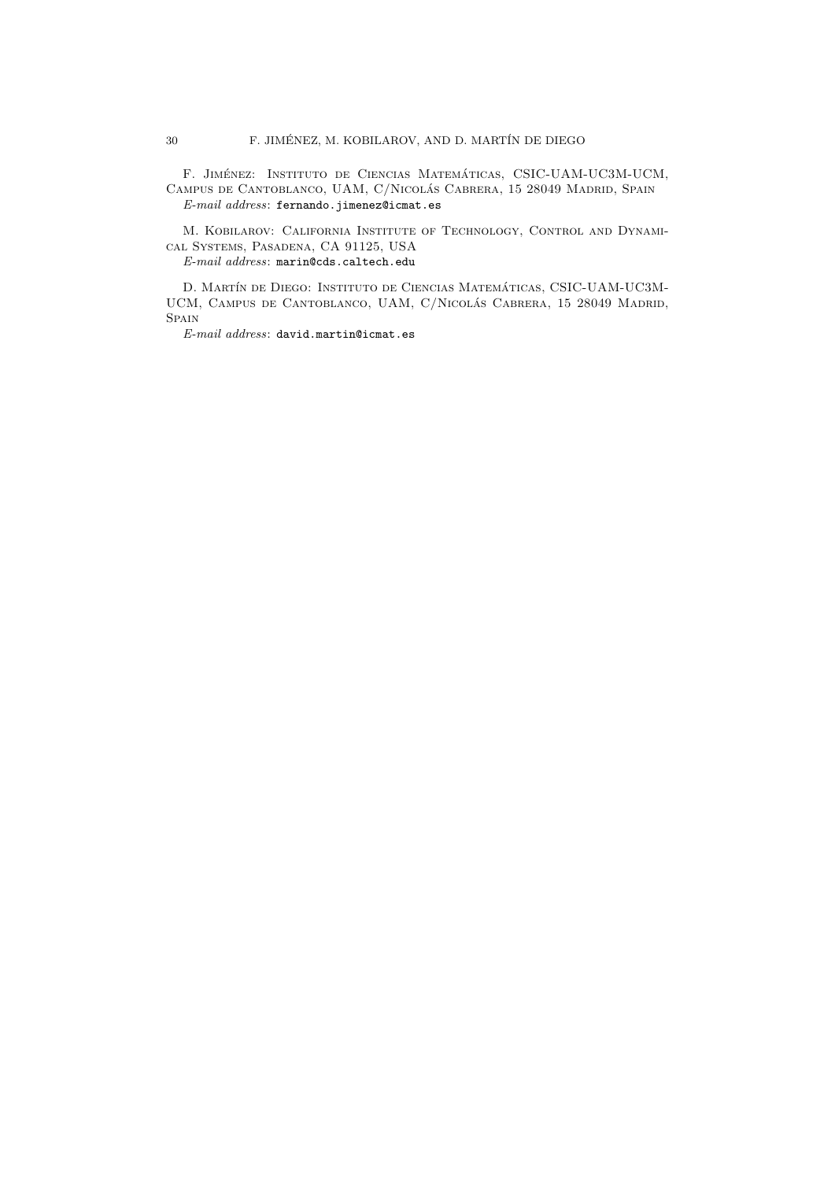F. Jiménez: Instituto de Ciencias Matemáticas, CSIC-UAM-UC3M-UCM, Campus de Cantoblanco, UAM, C/Nicolás Cabrera, 15 28049 Madrid, Spain

*E-mail address*: `fernando.jimenez@icmat.es`

M. Kobilarov: California Institute of Technology, Control and Dynamical Systems, Pasadena, CA 91125, USA

*E-mail address*: `marin@cds.caltech.edu`

D. Martín de Diego: Instituto de Ciencias Matemáticas, CSIC-UAM-UC3M-UCM, Campus de Cantoblanco, UAM, C/Nicolás Cabrera, 15 28049 Madrid, Spain

*E-mail address*: `david.martin@icmat.es`